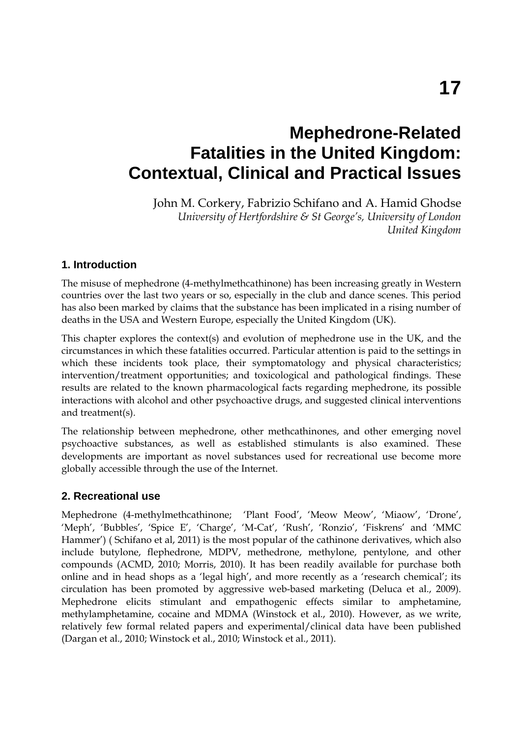# 17

# Mephedrone-Related Fatalities in the United Kingdom: Contextual, Clinical and Practical Issues

John M. Corkery, Fabrizio Schifano and A. Hamid Ghodse
*University of Hertfordshire & St George's, University of London*
*United Kingdom*

## 1. Introduction

The misuse of mephedrone (4-methylmethcathinone) has been increasing greatly in Western countries over the last two years or so, especially in the club and dance scenes. This period has also been marked by claims that the substance has been implicated in a rising number of deaths in the USA and Western Europe, especially the United Kingdom (UK).

This chapter explores the context(s) and evolution of mephedrone use in the UK, and the circumstances in which these fatalities occurred. Particular attention is paid to the settings in which these incidents took place, their symptomatology and physical characteristics; intervention/treatment opportunities; and toxicological and pathological findings. These results are related to the known pharmacological facts regarding mephedrone, its possible interactions with alcohol and other psychoactive drugs, and suggested clinical interventions and treatment(s).

The relationship between mephedrone, other methcathinones, and other emerging novel psychoactive substances, as well as established stimulants is also examined. These developments are important as novel substances used for recreational use become more globally accessible through the use of the Internet.

## 2. Recreational use

Mephedrone (4-methylmethcathinone; 'Plant Food', 'Meow Meow', 'Miaow', 'Drone', 'Meph', 'Bubbles', 'Spice E', 'Charge', 'M-Cat', 'Rush', 'Ronzio', 'Fiskrens' and 'MMC Hammer') ( Schifano et al, 2011) is the most popular of the cathinone derivatives, which also include butylone, flephedrone, MDPV, methedrone, methylone, pentylone, and other compounds (ACMD, 2010; Morris, 2010). It has been readily available for purchase both online and in head shops as a 'legal high', and more recently as a 'research chemical'; its circulation has been promoted by aggressive web-based marketing (Deluca et al., 2009). Mephedrone elicits stimulant and empathogenic effects similar to amphetamine, methylamphetamine, cocaine and MDMA (Winstock et al., 2010). However, as we write, relatively few formal related papers and experimental/clinical data have been published (Dargan et al., 2010; Winstock et al., 2010; Winstock et al., 2011).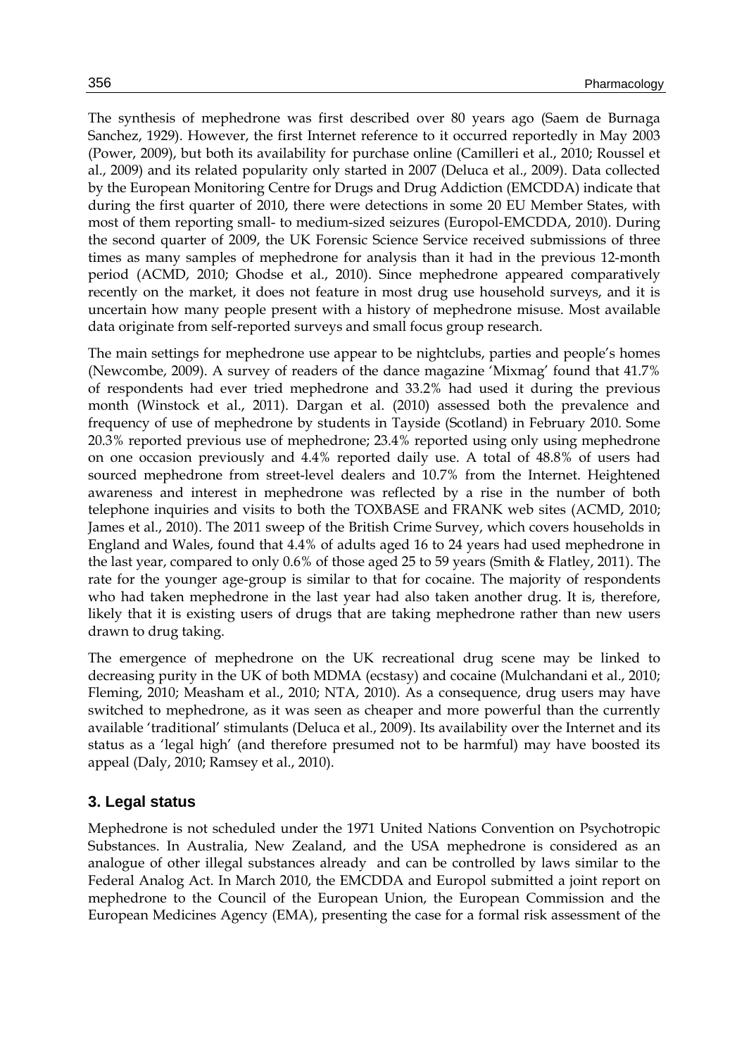The synthesis of mephedrone was first described over 80 years ago (Saem de Burnaga Sanchez, 1929). However, the first Internet reference to it occurred reportedly in May 2003 (Power, 2009), but both its availability for purchase online (Camilleri et al., 2010; Roussel et al., 2009) and its related popularity only started in 2007 (Deluca et al., 2009). Data collected by the European Monitoring Centre for Drugs and Drug Addiction (EMCDDA) indicate that during the first quarter of 2010, there were detections in some 20 EU Member States, with most of them reporting small- to medium-sized seizures (Europol-EMCDDA, 2010). During the second quarter of 2009, the UK Forensic Science Service received submissions of three times as many samples of mephedrone for analysis than it had in the previous 12-month period (ACMD, 2010; Ghodse et al., 2010). Since mephedrone appeared comparatively recently on the market, it does not feature in most drug use household surveys, and it is uncertain how many people present with a history of mephedrone misuse. Most available data originate from self-reported surveys and small focus group research.

The main settings for mephedrone use appear to be nightclubs, parties and people's homes (Newcombe, 2009). A survey of readers of the dance magazine 'Mixmag' found that 41.7% of respondents had ever tried mephedrone and 33.2% had used it during the previous month (Winstock et al., 2011). Dargan et al. (2010) assessed both the prevalence and frequency of use of mephedrone by students in Tayside (Scotland) in February 2010. Some 20.3% reported previous use of mephedrone; 23.4% reported using only using mephedrone on one occasion previously and 4.4% reported daily use. A total of 48.8% of users had sourced mephedrone from street-level dealers and 10.7% from the Internet. Heightened awareness and interest in mephedrone was reflected by a rise in the number of both telephone inquiries and visits to both the TOXBASE and FRANK web sites (ACMD, 2010; James et al., 2010). The 2011 sweep of the British Crime Survey, which covers households in England and Wales, found that 4.4% of adults aged 16 to 24 years had used mephedrone in the last year, compared to only 0.6% of those aged 25 to 59 years (Smith & Flatley, 2011). The rate for the younger age-group is similar to that for cocaine. The majority of respondents who had taken mephedrone in the last year had also taken another drug. It is, therefore, likely that it is existing users of drugs that are taking mephedrone rather than new users drawn to drug taking.

The emergence of mephedrone on the UK recreational drug scene may be linked to decreasing purity in the UK of both MDMA (ecstasy) and cocaine (Mulchandani et al., 2010; Fleming, 2010; Measham et al., 2010; NTA, 2010). As a consequence, drug users may have switched to mephedrone, as it was seen as cheaper and more powerful than the currently available 'traditional' stimulants (Deluca et al., 2009). Its availability over the Internet and its status as a 'legal high' (and therefore presumed not to be harmful) may have boosted its appeal (Daly, 2010; Ramsey et al., 2010).

## 3. Legal status

Mephedrone is not scheduled under the 1971 United Nations Convention on Psychotropic Substances. In Australia, New Zealand, and the USA mephedrone is considered as an analogue of other illegal substances already and can be controlled by laws similar to the Federal Analog Act. In March 2010, the EMCDDA and Europol submitted a joint report on mephedrone to the Council of the European Union, the European Commission and the European Medicines Agency (EMA), presenting the case for a formal risk assessment of the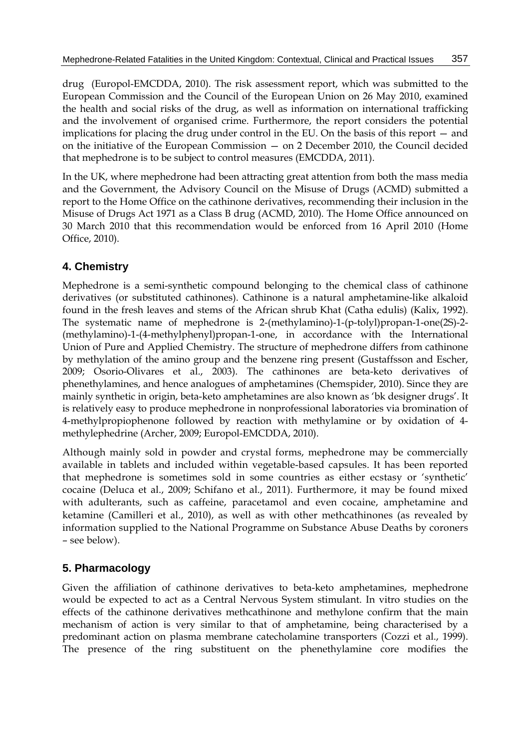drug (Europol-EMCDDA, 2010). The risk assessment report, which was submitted to the European Commission and the Council of the European Union on 26 May 2010, examined the health and social risks of the drug, as well as information on international trafficking and the involvement of organised crime. Furthermore, the report considers the potential implications for placing the drug under control in the EU. On the basis of this report — and on the initiative of the European Commission — on 2 December 2010, the Council decided that mephedrone is to be subject to control measures (EMCDDA, 2011).

In the UK, where mephedrone had been attracting great attention from both the mass media and the Government, the Advisory Council on the Misuse of Drugs (ACMD) submitted a report to the Home Office on the cathinone derivatives, recommending their inclusion in the Misuse of Drugs Act 1971 as a Class B drug (ACMD, 2010). The Home Office announced on 30 March 2010 that this recommendation would be enforced from 16 April 2010 (Home Office, 2010).

## 4. Chemistry

Mephedrone is a semi-synthetic compound belonging to the chemical class of cathinone derivatives (or substituted cathinones). Cathinone is a natural amphetamine-like alkaloid found in the fresh leaves and stems of the African shrub Khat (Catha edulis) (Kalix, 1992). The systematic name of mephedrone is 2-(methylamino)-1-(p-tolyl)propan-1-one(2S)-2-(methylamino)-1-(4-methylphenyl)propan-1-one, in accordance with the International Union of Pure and Applied Chemistry. The structure of mephedrone differs from cathinone by methylation of the amino group and the benzene ring present (Gustaffsson and Escher, 2009; Osorio-Olivares et al., 2003). The cathinones are beta-keto derivatives of phenethylamines, and hence analogues of amphetamines (Chemspider, 2010). Since they are mainly synthetic in origin, beta-keto amphetamines are also known as 'bk designer drugs'. It is relatively easy to produce mephedrone in nonprofessional laboratories via bromination of 4-methylpropiophenone followed by reaction with methylamine or by oxidation of 4-methylephedrine (Archer, 2009; Europol-EMCDDA, 2010).

Although mainly sold in powder and crystal forms, mephedrone may be commercially available in tablets and included within vegetable-based capsules. It has been reported that mephedrone is sometimes sold in some countries as either ecstasy or 'synthetic' cocaine (Deluca et al., 2009; Schifano et al., 2011). Furthermore, it may be found mixed with adulterants, such as caffeine, paracetamol and even cocaine, amphetamine and ketamine (Camilleri et al., 2010), as well as with other methcathinones (as revealed by information supplied to the National Programme on Substance Abuse Deaths by coroners – see below).

## 5. Pharmacology

Given the affiliation of cathinone derivatives to beta-keto amphetamines, mephedrone would be expected to act as a Central Nervous System stimulant. In vitro studies on the effects of the cathinone derivatives methcathinone and methylone confirm that the main mechanism of action is very similar to that of amphetamine, being characterised by a predominant action on plasma membrane catecholamine transporters (Cozzi et al., 1999). The presence of the ring substituent on the phenethylamine core modifies the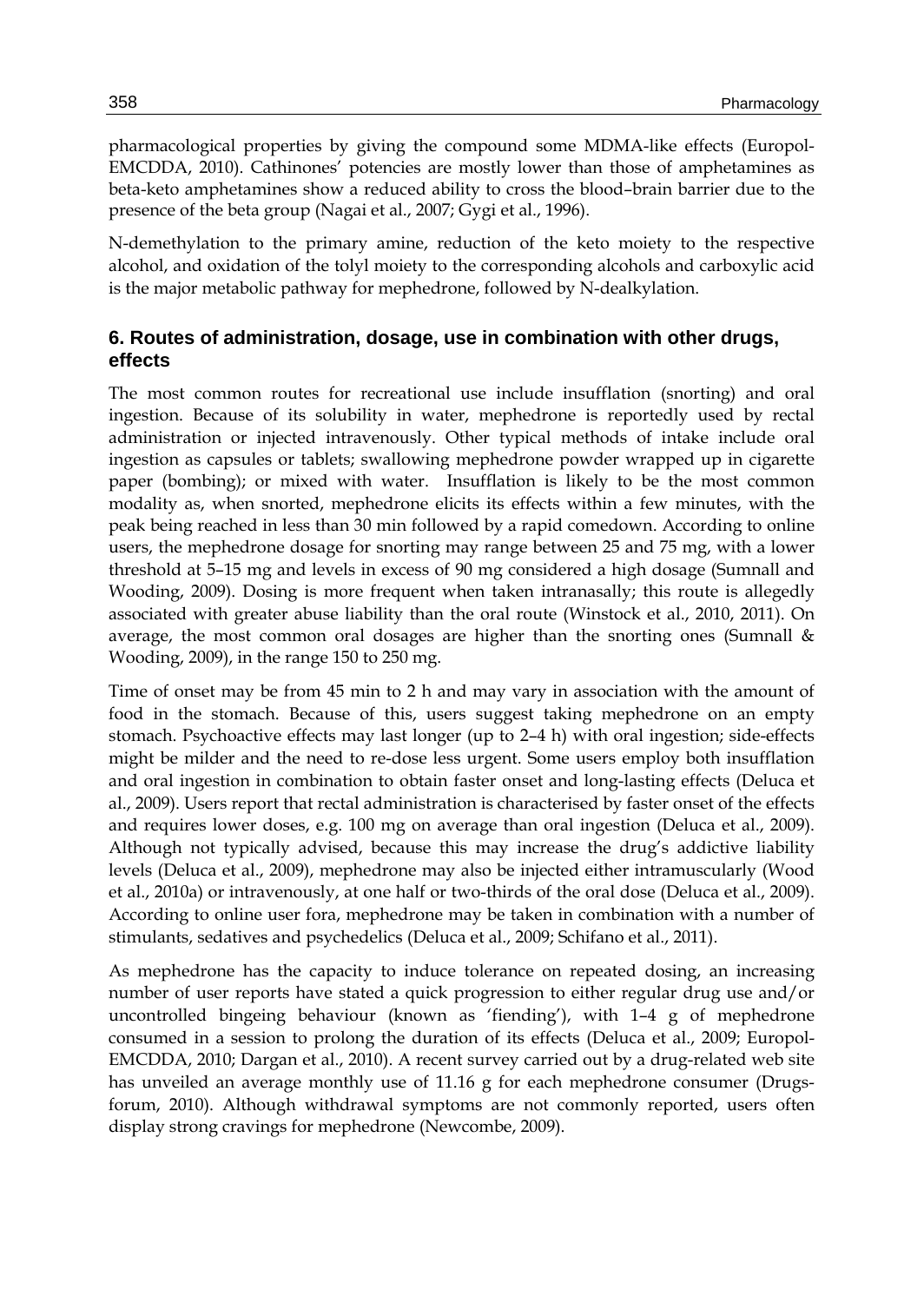pharmacological properties by giving the compound some MDMA-like effects (Europol-EMCDDA, 2010). Cathinones' potencies are mostly lower than those of amphetamines as beta-keto amphetamines show a reduced ability to cross the blood–brain barrier due to the presence of the beta group (Nagai et al., 2007; Gygi et al., 1996).

N-demethylation to the primary amine, reduction of the keto moiety to the respective alcohol, and oxidation of the tolyl moiety to the corresponding alcohols and carboxylic acid is the major metabolic pathway for mephedrone, followed by N-dealkylation.

## 6. Routes of administration, dosage, use in combination with other drugs, effects

The most common routes for recreational use include insufflation (snorting) and oral ingestion. Because of its solubility in water, mephedrone is reportedly used by rectal administration or injected intravenously. Other typical methods of intake include oral ingestion as capsules or tablets; swallowing mephedrone powder wrapped up in cigarette paper (bombing); or mixed with water. Insufflation is likely to be the most common modality as, when snorted, mephedrone elicits its effects within a few minutes, with the peak being reached in less than 30 min followed by a rapid comedown. According to online users, the mephedrone dosage for snorting may range between 25 and 75 mg, with a lower threshold at 5–15 mg and levels in excess of 90 mg considered a high dosage (Sumnall and Wooding, 2009). Dosing is more frequent when taken intranasally; this route is allegedly associated with greater abuse liability than the oral route (Winstock et al., 2010, 2011). On average, the most common oral dosages are higher than the snorting ones (Sumnall & Wooding, 2009), in the range 150 to 250 mg.

Time of onset may be from 45 min to 2 h and may vary in association with the amount of food in the stomach. Because of this, users suggest taking mephedrone on an empty stomach. Psychoactive effects may last longer (up to 2–4 h) with oral ingestion; side-effects might be milder and the need to re-dose less urgent. Some users employ both insufflation and oral ingestion in combination to obtain faster onset and long-lasting effects (Deluca et al., 2009). Users report that rectal administration is characterised by faster onset of the effects and requires lower doses, e.g. 100 mg on average than oral ingestion (Deluca et al., 2009). Although not typically advised, because this may increase the drug's addictive liability levels (Deluca et al., 2009), mephedrone may also be injected either intramuscularly (Wood et al., 2010a) or intravenously, at one half or two-thirds of the oral dose (Deluca et al., 2009). According to online user fora, mephedrone may be taken in combination with a number of stimulants, sedatives and psychedelics (Deluca et al., 2009; Schifano et al., 2011).

As mephedrone has the capacity to induce tolerance on repeated dosing, an increasing number of user reports have stated a quick progression to either regular drug use and/or uncontrolled bingeing behaviour (known as 'fiending'), with 1–4 g of mephedrone consumed in a session to prolong the duration of its effects (Deluca et al., 2009; Europol-EMCDDA, 2010; Dargan et al., 2010). A recent survey carried out by a drug-related web site has unveiled an average monthly use of 11.16 g for each mephedrone consumer (Drugs-forum, 2010). Although withdrawal symptoms are not commonly reported, users often display strong cravings for mephedrone (Newcombe, 2009).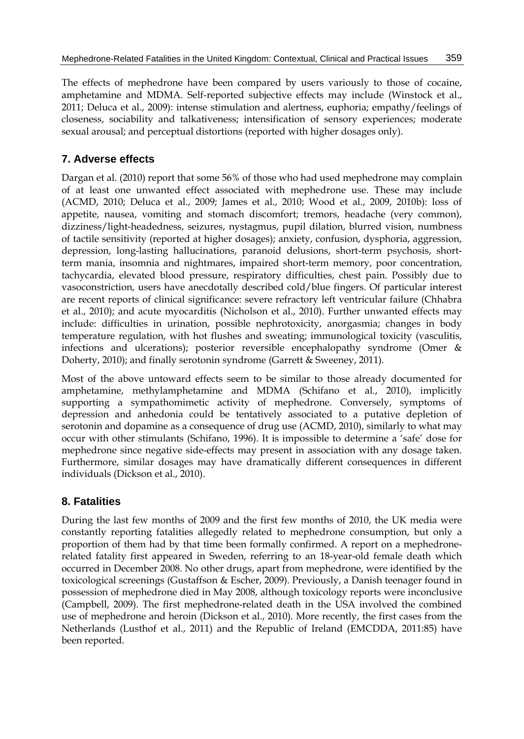The effects of mephedrone have been compared by users variously to those of cocaine, amphetamine and MDMA. Self-reported subjective effects may include (Winstock et al., 2011; Deluca et al., 2009): intense stimulation and alertness, euphoria; empathy/feelings of closeness, sociability and talkativeness; intensification of sensory experiences; moderate sexual arousal; and perceptual distortions (reported with higher dosages only).

## 7. Adverse effects

Dargan et al. (2010) report that some 56% of those who had used mephedrone may complain of at least one unwanted effect associated with mephedrone use. These may include (ACMD, 2010; Deluca et al., 2009; James et al., 2010; Wood et al., 2009, 2010b): loss of appetite, nausea, vomiting and stomach discomfort; tremors, headache (very common), dizziness/light-headedness, seizures, nystagmus, pupil dilation, blurred vision, numbness of tactile sensitivity (reported at higher dosages); anxiety, confusion, dysphoria, aggression, depression, long-lasting hallucinations, paranoid delusions, short-term psychosis, short-term mania, insomnia and nightmares, impaired short-term memory, poor concentration, tachycardia, elevated blood pressure, respiratory difficulties, chest pain. Possibly due to vasoconstriction, users have anecdotally described cold/blue fingers. Of particular interest are recent reports of clinical significance: severe refractory left ventricular failure (Chhabra et al., 2010); and acute myocarditis (Nicholson et al., 2010). Further unwanted effects may include: difficulties in urination, possible nephrotoxicity, anorgasmia; changes in body temperature regulation, with hot flushes and sweating; immunological toxicity (vasculitis, infections and ulcerations); posterior reversible encephalopathy syndrome (Omer & Doherty, 2010); and finally serotonin syndrome (Garrett & Sweeney, 2011).

Most of the above untoward effects seem to be similar to those already documented for amphetamine, methylamphetamine and MDMA (Schifano et al., 2010), implicitly supporting a sympathomimetic activity of mephedrone. Conversely, symptoms of depression and anhedonia could be tentatively associated to a putative depletion of serotonin and dopamine as a consequence of drug use (ACMD, 2010), similarly to what may occur with other stimulants (Schifano, 1996). It is impossible to determine a 'safe' dose for mephedrone since negative side-effects may present in association with any dosage taken. Furthermore, similar dosages may have dramatically different consequences in different individuals (Dickson et al., 2010).

## 8. Fatalities

During the last few months of 2009 and the first few months of 2010, the UK media were constantly reporting fatalities allegedly related to mephedrone consumption, but only a proportion of them had by that time been formally confirmed. A report on a mephedrone-related fatality first appeared in Sweden, referring to an 18-year-old female death which occurred in December 2008. No other drugs, apart from mephedrone, were identified by the toxicological screenings (Gustaffson & Escher, 2009). Previously, a Danish teenager found in possession of mephedrone died in May 2008, although toxicology reports were inconclusive (Campbell, 2009). The first mephedrone-related death in the USA involved the combined use of mephedrone and heroin (Dickson et al., 2010). More recently, the first cases from the Netherlands (Lusthof et al., 2011) and the Republic of Ireland (EMCDDA, 2011:85) have been reported.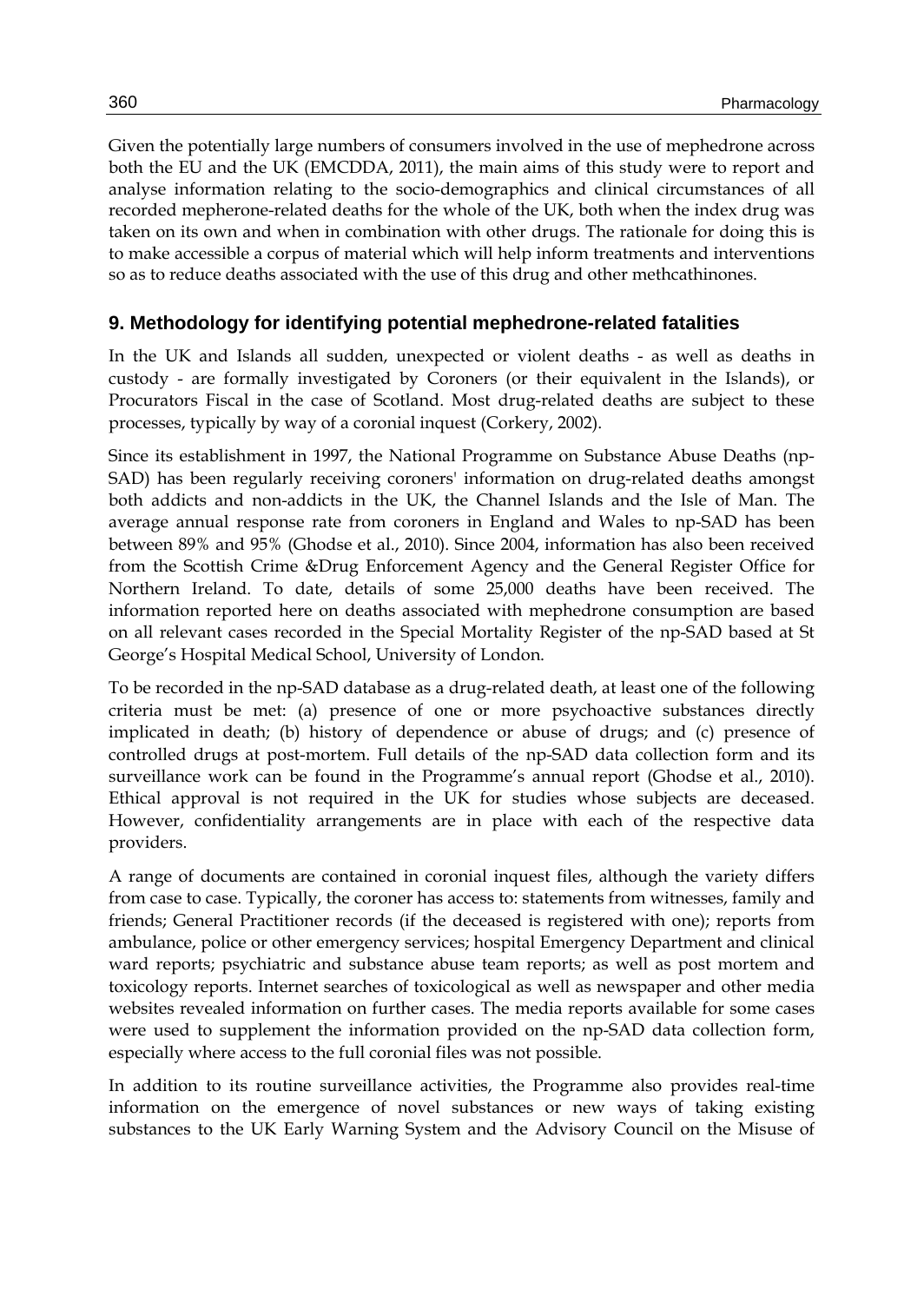Given the potentially large numbers of consumers involved in the use of mephedrone across both the EU and the UK (EMCDDA, 2011), the main aims of this study were to report and analyse information relating to the socio-demographics and clinical circumstances of all recorded mepherone-related deaths for the whole of the UK, both when the index drug was taken on its own and when in combination with other drugs. The rationale for doing this is to make accessible a corpus of material which will help inform treatments and interventions so as to reduce deaths associated with the use of this drug and other methcathinones.

## 9. Methodology for identifying potential mephedrone-related fatalities

In the UK and Islands all sudden, unexpected or violent deaths - as well as deaths in custody - are formally investigated by Coroners (or their equivalent in the Islands), or Procurators Fiscal in the case of Scotland. Most drug-related deaths are subject to these processes, typically by way of a coronial inquest (Corkery, 2002).

Since its establishment in 1997, the National Programme on Substance Abuse Deaths (np-SAD) has been regularly receiving coroners' information on drug-related deaths amongst both addicts and non-addicts in the UK, the Channel Islands and the Isle of Man. The average annual response rate from coroners in England and Wales to np-SAD has been between 89% and 95% (Ghodse et al., 2010). Since 2004, information has also been received from the Scottish Crime &Drug Enforcement Agency and the General Register Office for Northern Ireland. To date, details of some 25,000 deaths have been received. The information reported here on deaths associated with mephedrone consumption are based on all relevant cases recorded in the Special Mortality Register of the np-SAD based at St George's Hospital Medical School, University of London.

To be recorded in the np-SAD database as a drug-related death, at least one of the following criteria must be met: (a) presence of one or more psychoactive substances directly implicated in death; (b) history of dependence or abuse of drugs; and (c) presence of controlled drugs at post-mortem. Full details of the np-SAD data collection form and its surveillance work can be found in the Programme's annual report (Ghodse et al., 2010). Ethical approval is not required in the UK for studies whose subjects are deceased. However, confidentiality arrangements are in place with each of the respective data providers.

A range of documents are contained in coronial inquest files, although the variety differs from case to case. Typically, the coroner has access to: statements from witnesses, family and friends; General Practitioner records (if the deceased is registered with one); reports from ambulance, police or other emergency services; hospital Emergency Department and clinical ward reports; psychiatric and substance abuse team reports; as well as post mortem and toxicology reports. Internet searches of toxicological as well as newspaper and other media websites revealed information on further cases. The media reports available for some cases were used to supplement the information provided on the np-SAD data collection form, especially where access to the full coronial files was not possible.

In addition to its routine surveillance activities, the Programme also provides real-time information on the emergence of novel substances or new ways of taking existing substances to the UK Early Warning System and the Advisory Council on the Misuse of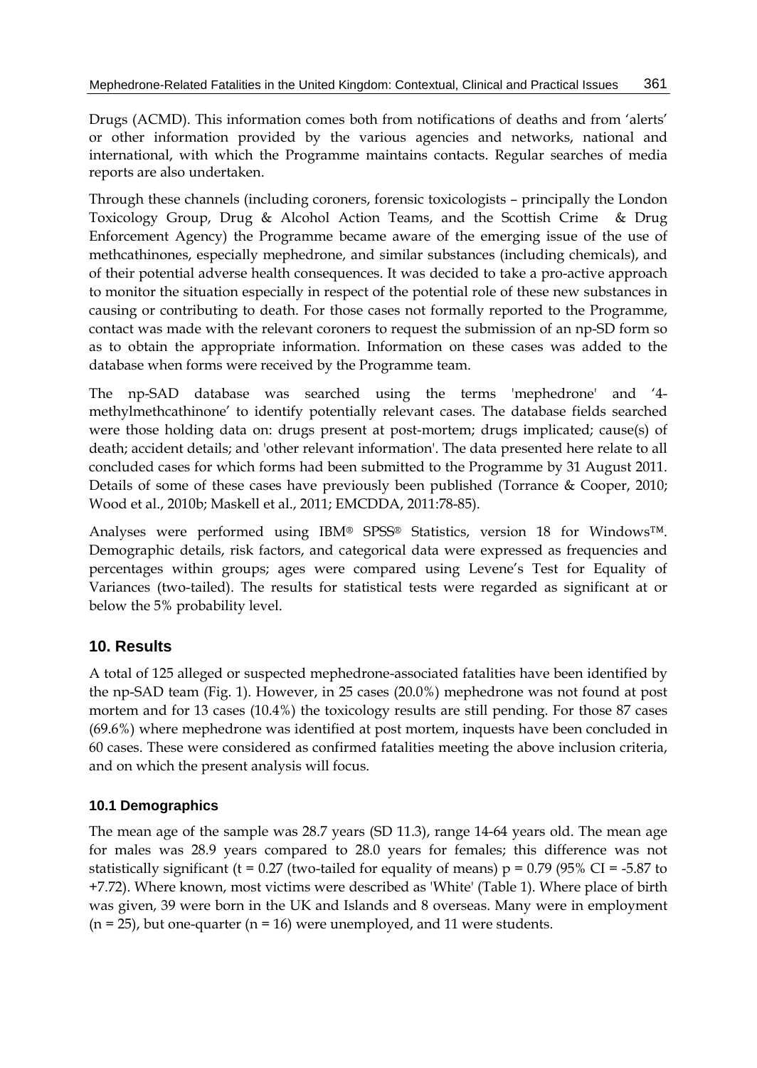Drugs (ACMD). This information comes both from notifications of deaths and from 'alerts' or other information provided by the various agencies and networks, national and international, with which the Programme maintains contacts. Regular searches of media reports are also undertaken.

Through these channels (including coroners, forensic toxicologists – principally the London Toxicology Group, Drug & Alcohol Action Teams, and the Scottish Crime & Drug Enforcement Agency) the Programme became aware of the emerging issue of the use of methcathinones, especially mephedrone, and similar substances (including chemicals), and of their potential adverse health consequences. It was decided to take a pro-active approach to monitor the situation especially in respect of the potential role of these new substances in causing or contributing to death. For those cases not formally reported to the Programme, contact was made with the relevant coroners to request the submission of an np-SD form so as to obtain the appropriate information. Information on these cases was added to the database when forms were received by the Programme team.

The np-SAD database was searched using the terms 'mephedrone' and '4-methylmethcathinone' to identify potentially relevant cases. The database fields searched were those holding data on: drugs present at post-mortem; drugs implicated; cause(s) of death; accident details; and 'other relevant information'. The data presented here relate to all concluded cases for which forms had been submitted to the Programme by 31 August 2011. Details of some of these cases have previously been published (Torrance & Cooper, 2010; Wood et al., 2010b; Maskell et al., 2011; EMCDDA, 2011:78-85).

Analyses were performed using IBM® SPSS® Statistics, version 18 for Windows™. Demographic details, risk factors, and categorical data were expressed as frequencies and percentages within groups; ages were compared using Levene's Test for Equality of Variances (two-tailed). The results for statistical tests were regarded as significant at or below the 5% probability level.

## 10. Results

A total of 125 alleged or suspected mephedrone-associated fatalities have been identified by the np-SAD team (Fig. 1). However, in 25 cases (20.0%) mephedrone was not found at post mortem and for 13 cases (10.4%) the toxicology results are still pending. For those 87 cases (69.6%) where mephedrone was identified at post mortem, inquests have been concluded in 60 cases. These were considered as confirmed fatalities meeting the above inclusion criteria, and on which the present analysis will focus.

### 10.1 Demographics

The mean age of the sample was 28.7 years (SD 11.3), range 14-64 years old. The mean age for males was 28.9 years compared to 28.0 years for females; this difference was not statistically significant ($t = 0.27$ (two-tailed for equality of means) $p = 0.79$ (95% CI = -5.87 to +7.72). Where known, most victims were described as 'White' (Table 1). Where place of birth was given, 39 were born in the UK and Islands and 8 overseas. Many were in employment ($n = 25$), but one-quarter ($n = 16$) were unemployed, and 11 were students.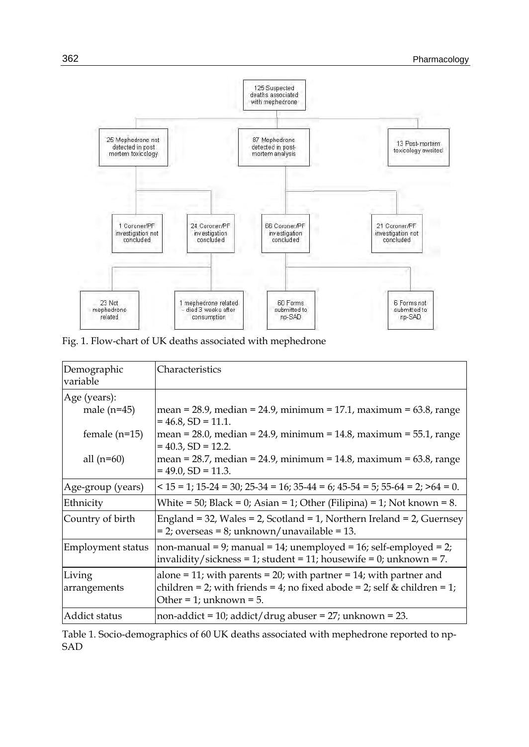Fig. 1. Flow-chart of UK deaths associated with mephedrone

| Demographic variable | Characteristics |
|---|---|
| Age (years): | |
| male (n=45) | mean = 28.9, median = 24.9, minimum = 17.1, maximum = 63.8, range = 46.8, SD = 11.1. |
| female (n=15) | mean = 28.0, median = 24.9, minimum = 14.8, maximum = 55.1, range = 40.3, SD = 12.2. |
| all (n=60) | mean = 28.7, median = 24.9, minimum = 14.8, maximum = 63.8, range = 49.0, SD = 11.3. |
| Age-group (years) | < 15 = 1; 15-24 = 30; 25-34 = 16; 35-44 = 6; 45-54 = 5; 55-64 = 2; >64 = 0. |
| Ethnicity | White = 50; Black = 0; Asian = 1; Other (Filipina) = 1; Not known = 8. |
| Country of birth | England = 32, Wales = 2, Scotland = 1, Northern Ireland = 2, Guernsey = 2; overseas = 8; unknown/unavailable = 13. |
| Employment status | non-manual = 9; manual = 14; unemployed = 16; self-employed = 2; invalidity/sickness = 1; student = 11; housewife = 0; unknown = 7. |
| Living arrangements | alone = 11; with parents = 20; with partner = 14; with partner and children = 2; with friends = 4; no fixed abode = 2; self & children = 1; Other = 1; unknown = 5. |
| Addict status | non-addict = 10; addict/drug abuser = 27; unknown = 23. |

Table 1. Socio-demographics of 60 UK deaths associated with mephedrone reported to np-SAD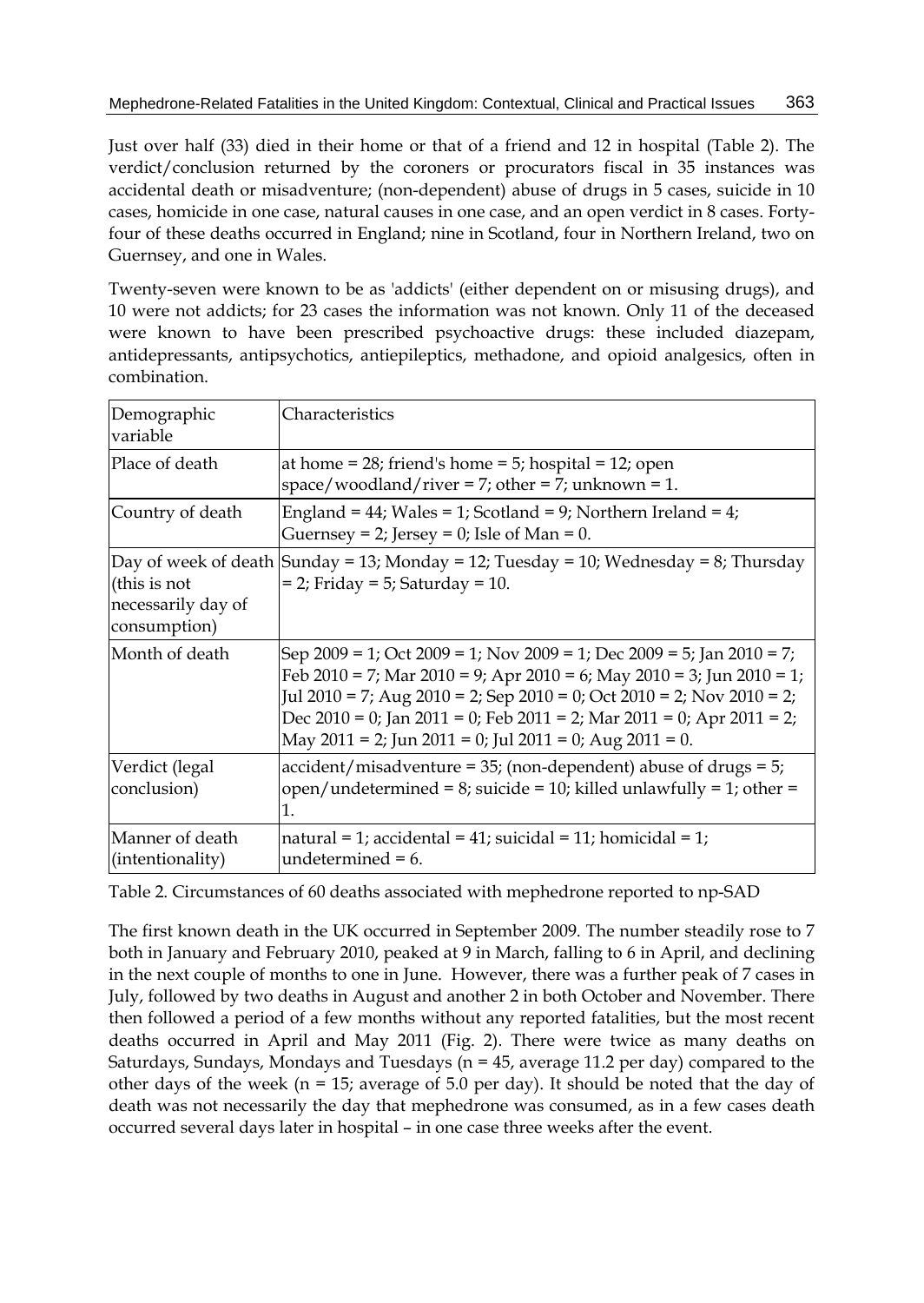Just over half (33) died in their home or that of a friend and 12 in hospital (Table 2). The verdict/conclusion returned by the coroners or procurators fiscal in 35 instances was accidental death or misadventure; (non-dependent) abuse of drugs in 5 cases, suicide in 10 cases, homicide in one case, natural causes in one case, and an open verdict in 8 cases. Forty-four of these deaths occurred in England; nine in Scotland, four in Northern Ireland, two on Guernsey, and one in Wales.

Twenty-seven were known to be as 'addicts' (either dependent on or misusing drugs), and 10 were not addicts; for 23 cases the information was not known. Only 11 of the deceased were known to have been prescribed psychoactive drugs: these included diazepam, antidepressants, antipsychotics, antiepileptics, methadone, and opioid analgesics, often in combination.

| Demographic variable | Characteristics |
|---|---|
| Place of death | at home = 28; friend's home = 5; hospital = 12; open space/woodland/river = 7; other = 7; unknown = 1. |
| Country of death | England = 44; Wales = 1; Scotland = 9; Northern Ireland = 4; Guernsey = 2; Jersey = 0; Isle of Man = 0. |
| Day of week of death (this is not necessarily day of consumption) | Sunday = 13; Monday = 12; Tuesday = 10; Wednesday = 8; Thursday = 2; Friday = 5; Saturday = 10. |
| Month of death | Sep 2009 = 1; Oct 2009 = 1; Nov 2009 = 1; Dec 2009 = 5; Jan 2010 = 7; Feb 2010 = 7; Mar 2010 = 9; Apr 2010 = 6; May 2010 = 3; Jun 2010 = 1; Jul 2010 = 7; Aug 2010 = 2; Sep 2010 = 0; Oct 2010 = 2; Nov 2010 = 2; Dec 2010 = 0; Jan 2011 = 0; Feb 2011 = 2; Mar 2011 = 0; Apr 2011 = 2; May 2011 = 2; Jun 2011 = 0; Jul 2011 = 0; Aug 2011 = 0. |
| Verdict (legal conclusion) | accident/misadventure = 35; (non-dependent) abuse of drugs = 5; open/undetermined = 8; suicide = 10; killed unlawfully = 1; other = 1. |
| Manner of death (intentionality) | natural = 1; accidental = 41; suicidal = 11; homicidal = 1; undetermined = 6. |

Table 2. Circumstances of 60 deaths associated with mephedrone reported to np-SAD

The first known death in the UK occurred in September 2009. The number steadily rose to 7 both in January and February 2010, peaked at 9 in March, falling to 6 in April, and declining in the next couple of months to one in June. However, there was a further peak of 7 cases in July, followed by two deaths in August and another 2 in both October and November. There then followed a period of a few months without any reported fatalities, but the most recent deaths occurred in April and May 2011 (Fig. 2). There were twice as many deaths on Saturdays, Sundays, Mondays and Tuesdays ($n = 45$, average 11.2 per day) compared to the other days of the week ($n = 15$; average of 5.0 per day). It should be noted that the day of death was not necessarily the day that mephedrone was consumed, as in a few cases death occurred several days later in hospital – in one case three weeks after the event.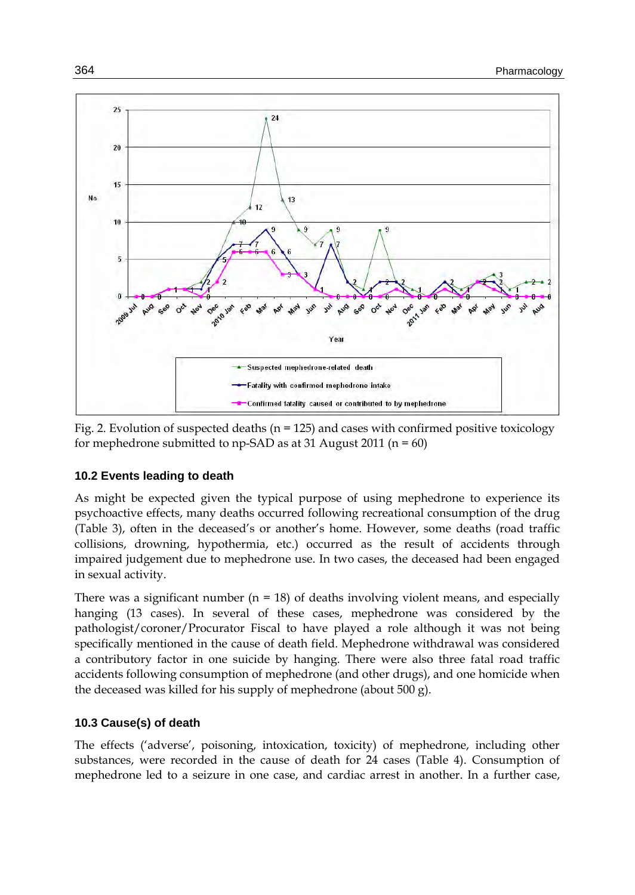Fig. 2. Evolution of suspected deaths (n = 125) and cases with confirmed positive toxicology for mephedrone submitted to np-SAD as at 31 August 2011 (n = 60)

### 10.2 Events leading to death

As might be expected given the typical purpose of using mephedrone to experience its psychoactive effects, many deaths occurred following recreational consumption of the drug (Table 3), often in the deceased's or another's home. However, some deaths (road traffic collisions, drowning, hypothermia, etc.) occurred as the result of accidents through impaired judgement due to mephedrone use. In two cases, the deceased had been engaged in sexual activity.

There was a significant number (n = 18) of deaths involving violent means, and especially hanging (13 cases). In several of these cases, mephedrone was considered by the pathologist/coroner/Procurator Fiscal to have played a role although it was not being specifically mentioned in the cause of death field. Mephedrone withdrawal was considered a contributory factor in one suicide by hanging. There were also three fatal road traffic accidents following consumption of mephedrone (and other drugs), and one homicide when the deceased was killed for his supply of mephedrone (about 500 g).

### 10.3 Cause(s) of death

The effects ('adverse', poisoning, intoxication, toxicity) of mephedrone, including other substances, were recorded in the cause of death for 24 cases (Table 4). Consumption of mephedrone led to a seizure in one case, and cardiac arrest in another. In a further case,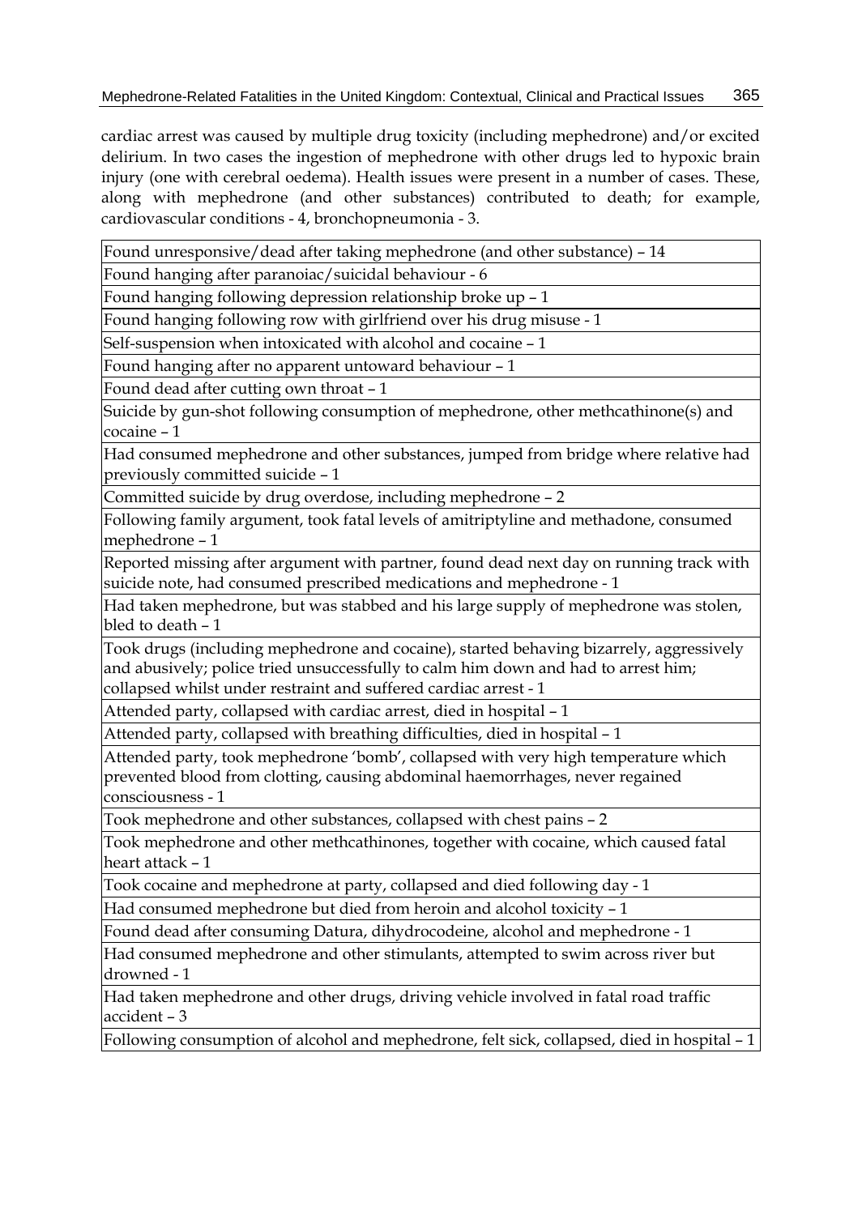cardiac arrest was caused by multiple drug toxicity (including mephedrone) and/or excited delirium. In two cases the ingestion of mephedrone with other drugs led to hypoxic brain injury (one with cerebral oedema). Health issues were present in a number of cases. These, along with mephedrone (and other substances) contributed to death; for example, cardiovascular conditions - 4, bronchopneumonia - 3.

| Found unresponsive/dead after taking mephedrone (and other substance) – 14 |
|---|
| Found hanging after paranoiac/suicidal behaviour - 6 |
| Found hanging following depression relationship broke up – 1 |
| Found hanging following row with girlfriend over his drug misuse - 1 |
| Self-suspension when intoxicated with alcohol and cocaine – 1 |
| Found hanging after no apparent untoward behaviour – 1 |
| Found dead after cutting own throat – 1 |
| Suicide by gun-shot following consumption of mephedrone, other methcathinone(s) and cocaine – 1 |
| Had consumed mephedrone and other substances, jumped from bridge where relative had previously committed suicide – 1 |
| Committed suicide by drug overdose, including mephedrone – 2 |
| Following family argument, took fatal levels of amitriptyline and methadone, consumed mephedrone – 1 |
| Reported missing after argument with partner, found dead next day on running track with suicide note, had consumed prescribed medications and mephedrone - 1 |
| Had taken mephedrone, but was stabbed and his large supply of mephedrone was stolen, bled to death – 1 |
| Took drugs (including mephedrone and cocaine), started behaving bizarrely, aggressively and abusively; police tried unsuccessfully to calm him down and had to arrest him; collapsed whilst under restraint and suffered cardiac arrest - 1 |
| Attended party, collapsed with cardiac arrest, died in hospital – 1 |
| Attended party, collapsed with breathing difficulties, died in hospital – 1 |
| Attended party, took mephedrone 'bomb', collapsed with very high temperature which prevented blood from clotting, causing abdominal haemorrhages, never regained consciousness - 1 |
| Took mephedrone and other substances, collapsed with chest pains – 2 |
| Took mephedrone and other methcathinones, together with cocaine, which caused fatal heart attack – 1 |
| Took cocaine and mephedrone at party, collapsed and died following day - 1 |
| Had consumed mephedrone but died from heroin and alcohol toxicity – 1 |
| Found dead after consuming Datura, dihydrocodeine, alcohol and mephedrone - 1 |
| Had consumed mephedrone and other stimulants, attempted to swim across river but drowned - 1 |
| Had taken mephedrone and other drugs, driving vehicle involved in fatal road traffic accident – 3 |
| Following consumption of alcohol and mephedrone, felt sick, collapsed, died in hospital – 1 |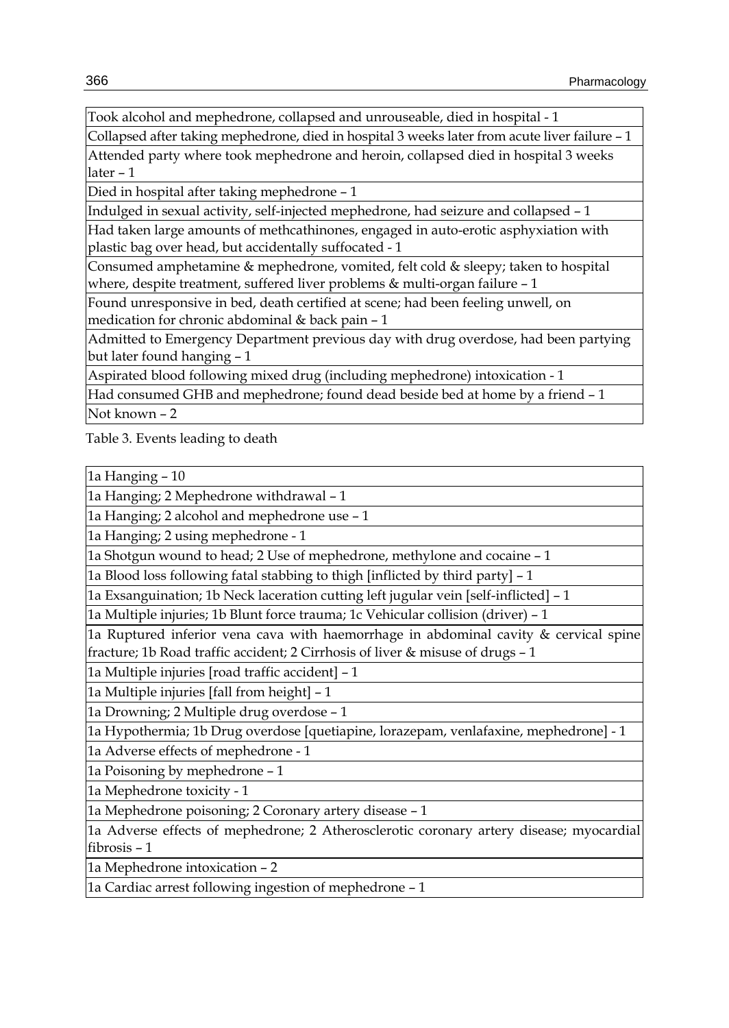| Took alcohol and mephedrone, collapsed and unrouseable, died in hospital - 1 |
|---|
| Collapsed after taking mephedrone, died in hospital 3 weeks later from acute liver failure – 1 |
| Attended party where took mephedrone and heroin, collapsed died in hospital 3 weeks later – 1 |
| Died in hospital after taking mephedrone – 1 |
| Indulged in sexual activity, self-injected mephedrone, had seizure and collapsed – 1 |
| Had taken large amounts of methcathinones, engaged in auto-erotic asphyxiation with plastic bag over head, but accidentally suffocated - 1 |
| Consumed amphetamine & mephedrone, vomited, felt cold & sleepy; taken to hospital where, despite treatment, suffered liver problems & multi-organ failure – 1 |
| Found unresponsive in bed, death certified at scene; had been feeling unwell, on medication for chronic abdominal & back pain – 1 |
| Admitted to Emergency Department previous day with drug overdose, had been partying but later found hanging – 1 |
| Aspirated blood following mixed drug (including mephedrone) intoxication - 1 |
| Had consumed GHB and mephedrone; found dead beside bed at home by a friend – 1 |
| Not known – 2 |

Table 3. Events leading to death

| 1a Hanging – 10 |
|---|
| 1a Hanging; 2 Mephedrone withdrawal – 1 |
| 1a Hanging; 2 alcohol and mephedrone use – 1 |
| 1a Hanging; 2 using mephedrone - 1 |
| 1a Shotgun wound to head; 2 Use of mephedrone, methylone and cocaine – 1 |
| 1a Blood loss following fatal stabbing to thigh [inflicted by third party] – 1 |
| 1a Exsanguination; 1b Neck laceration cutting left jugular vein [self-inflicted] – 1 |
| 1a Multiple injuries; 1b Blunt force trauma; 1c Vehicular collision (driver) – 1 |
| 1a Ruptured inferior vena cava with haemorrhage in abdominal cavity & cervical spine fracture; 1b Road traffic accident; 2 Cirrhosis of liver & misuse of drugs – 1 |
| 1a Multiple injuries [road traffic accident] – 1 |
| 1a Multiple injuries [fall from height] – 1 |
| 1a Drowning; 2 Multiple drug overdose – 1 |
| 1a Hypothermia; 1b Drug overdose [quetiapine, lorazepam, venlafaxine, mephedrone] - 1 |
| 1a Adverse effects of mephedrone - 1 |
| 1a Poisoning by mephedrone – 1 |
| 1a Mephedrone toxicity - 1 |
| 1a Mephedrone poisoning; 2 Coronary artery disease – 1 |
| 1a Adverse effects of mephedrone; 2 Atherosclerotic coronary artery disease; myocardial fibrosis – 1 |
| 1a Mephedrone intoxication – 2 |
| 1a Cardiac arrest following ingestion of mephedrone – 1 |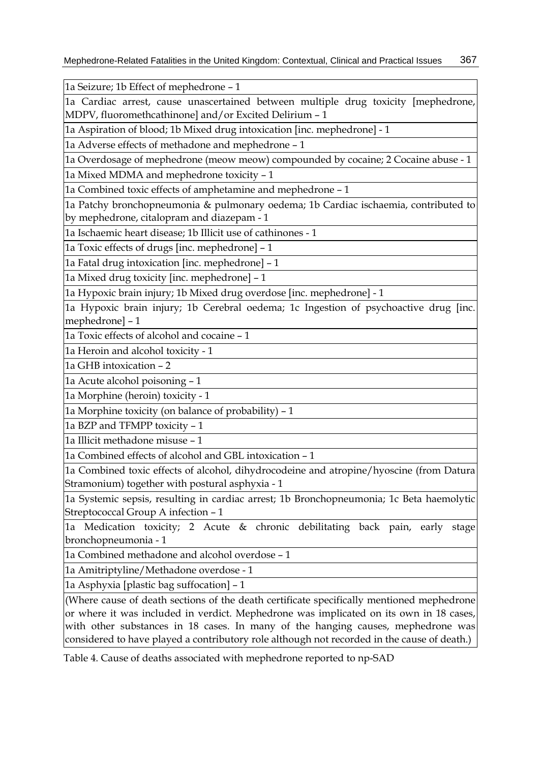| |
|---|
| 1a Seizure; 1b Effect of mephedrone – 1 |
| 1a Cardiac arrest, cause unascertained between multiple drug toxicity [mephedrone, MDPV, fluoromethcathinone] and/or Excited Delirium – 1 |
| 1a Aspiration of blood; 1b Mixed drug intoxication [inc. mephedrone] - 1 |
| 1a Adverse effects of methadone and mephedrone – 1 |
| 1a Overdosage of mephedrone (meow meow) compounded by cocaine; 2 Cocaine abuse - 1 |
| 1a Mixed MDMA and mephedrone toxicity – 1 |
| 1a Combined toxic effects of amphetamine and mephedrone – 1 |
| 1a Patchy bronchopneumonia & pulmonary oedema; 1b Cardiac ischaemia, contributed to by mephedrone, citalopram and diazepam - 1 |
| 1a Ischaemic heart disease; 1b Illicit use of cathinones - 1 |
| 1a Toxic effects of drugs [inc. mephedrone] – 1 |
| 1a Fatal drug intoxication [inc. mephedrone] – 1 |
| 1a Mixed drug toxicity [inc. mephedrone] – 1 |
| 1a Hypoxic brain injury; 1b Mixed drug overdose [inc. mephedrone] - 1 |
| 1a Hypoxic brain injury; 1b Cerebral oedema; 1c Ingestion of psychoactive drug [inc. mephedrone] – 1 |
| 1a Toxic effects of alcohol and cocaine – 1 |
| 1a Heroin and alcohol toxicity - 1 |
| 1a GHB intoxication – 2 |
| 1a Acute alcohol poisoning – 1 |
| 1a Morphine (heroin) toxicity - 1 |
| 1a Morphine toxicity (on balance of probability) – 1 |
| 1a BZP and TFMPP toxicity – 1 |
| 1a Illicit methadone misuse – 1 |
| 1a Combined effects of alcohol and GBL intoxication – 1 |
| 1a Combined toxic effects of alcohol, dihydrocodeine and atropine/hyoscine (from Datura Stramonium) together with postural asphyxia - 1 |
| 1a Systemic sepsis, resulting in cardiac arrest; 1b Bronchopneumonia; 1c Beta haemolytic Streptococcal Group A infection – 1 |
| 1a Medication toxicity; 2 Acute & chronic debilitating back pain, early stage bronchopneumonia - 1 |
| 1a Combined methadone and alcohol overdose – 1 |
| 1a Amitriptyline/Methadone overdose - 1 |
| 1a Asphyxia [plastic bag suffocation] – 1 |
| (Where cause of death sections of the death certificate specifically mentioned mephedrone or where it was included in verdict. Mephedrone was implicated on its own in 18 cases, with other substances in 18 cases. In many of the hanging causes, mephedrone was considered to have played a contributory role although not recorded in the cause of death.) |

Table 4. Cause of deaths associated with mephedrone reported to np-SAD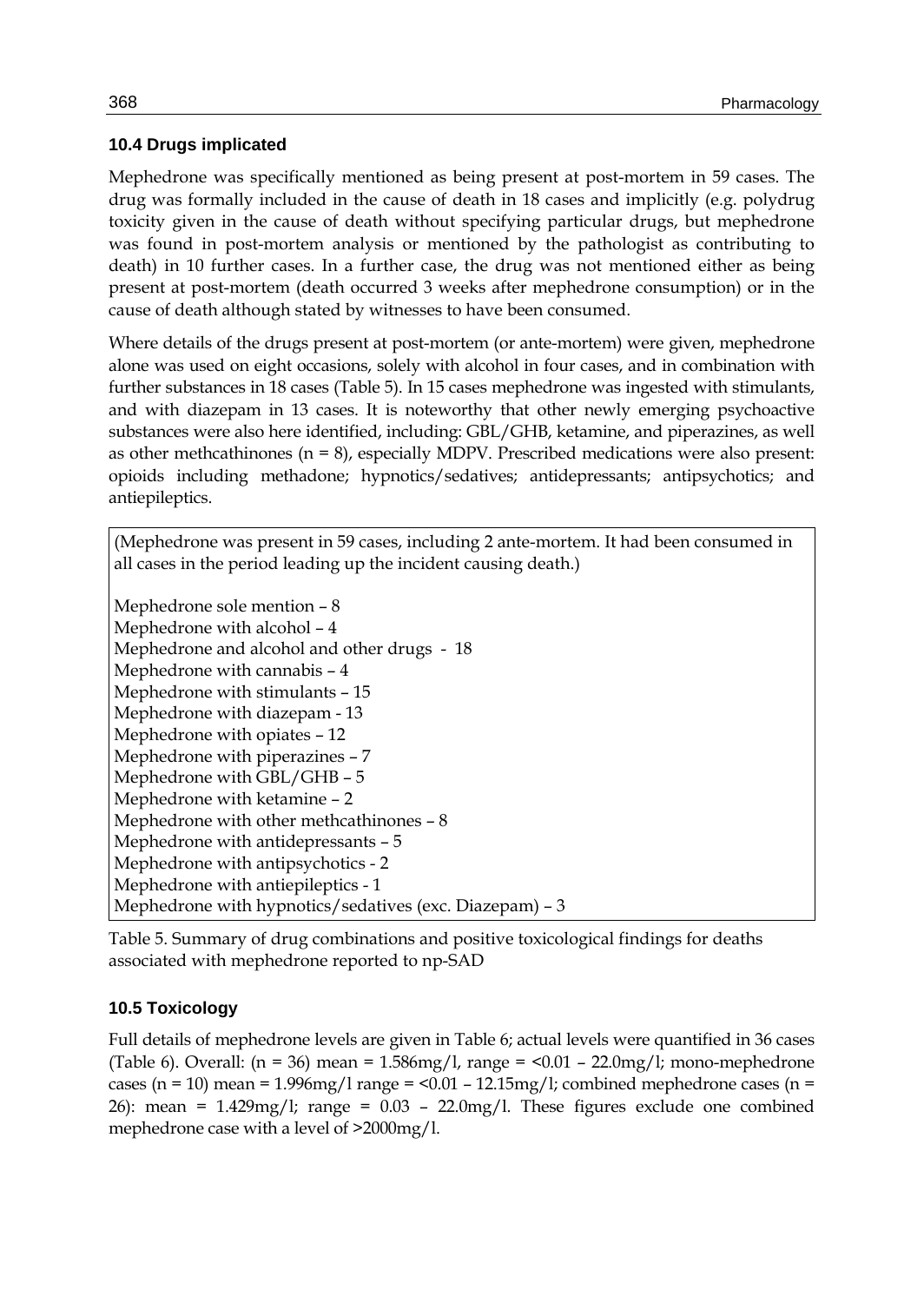### 10.4 Drugs implicated

Mephedrone was specifically mentioned as being present at post-mortem in 59 cases. The drug was formally included in the cause of death in 18 cases and implicitly (e.g. polydrug toxicity given in the cause of death without specifying particular drugs, but mephedrone was found in post-mortem analysis or mentioned by the pathologist as contributing to death) in 10 further cases. In a further case, the drug was not mentioned either as being present at post-mortem (death occurred 3 weeks after mephedrone consumption) or in the cause of death although stated by witnesses to have been consumed.

Where details of the drugs present at post-mortem (or ante-mortem) were given, mephedrone alone was used on eight occasions, solely with alcohol in four cases, and in combination with further substances in 18 cases (Table 5). In 15 cases mephedrone was ingested with stimulants, and with diazepam in 13 cases. It is noteworthy that other newly emerging psychoactive substances were also here identified, including: GBL/GHB, ketamine, and piperazines, as well as other methcathinones (n = 8), especially MDPV. Prescribed medications were also present: opioids including methadone; hypnotics/sedatives; antidepressants; antipsychotics; and antiepileptics.

(Mephedrone was present in 59 cases, including 2 ante-mortem. It had been consumed in all cases in the period leading up the incident causing death.)

Mephedrone sole mention – 8
Mephedrone with alcohol – 4
Mephedrone and alcohol and other drugs - 18
Mephedrone with cannabis – 4
Mephedrone with stimulants – 15
Mephedrone with diazepam - 13
Mephedrone with opiates – 12
Mephedrone with piperazines – 7
Mephedrone with GBL/GHB – 5
Mephedrone with ketamine – 2
Mephedrone with other methcathinones – 8
Mephedrone with antidepressants – 5
Mephedrone with antipsychotics - 2
Mephedrone with antiepileptics - 1
Mephedrone with hypnotics/sedatives (exc. Diazepam) – 3

Table 5. Summary of drug combinations and positive toxicological findings for deaths associated with mephedrone reported to np-SAD

### 10.5 Toxicology

Full details of mephedrone levels are given in Table 6; actual levels were quantified in 36 cases (Table 6). Overall: (n = 36) mean = 1.586mg/l, range = <0.01 – 22.0mg/l; mono-mephedrone cases (n = 10) mean = 1.996mg/l range = <0.01 – 12.15mg/l; combined mephedrone cases (n = 26): mean = 1.429mg/l; range = 0.03 – 22.0mg/l. These figures exclude one combined mephedrone case with a level of >2000mg/l.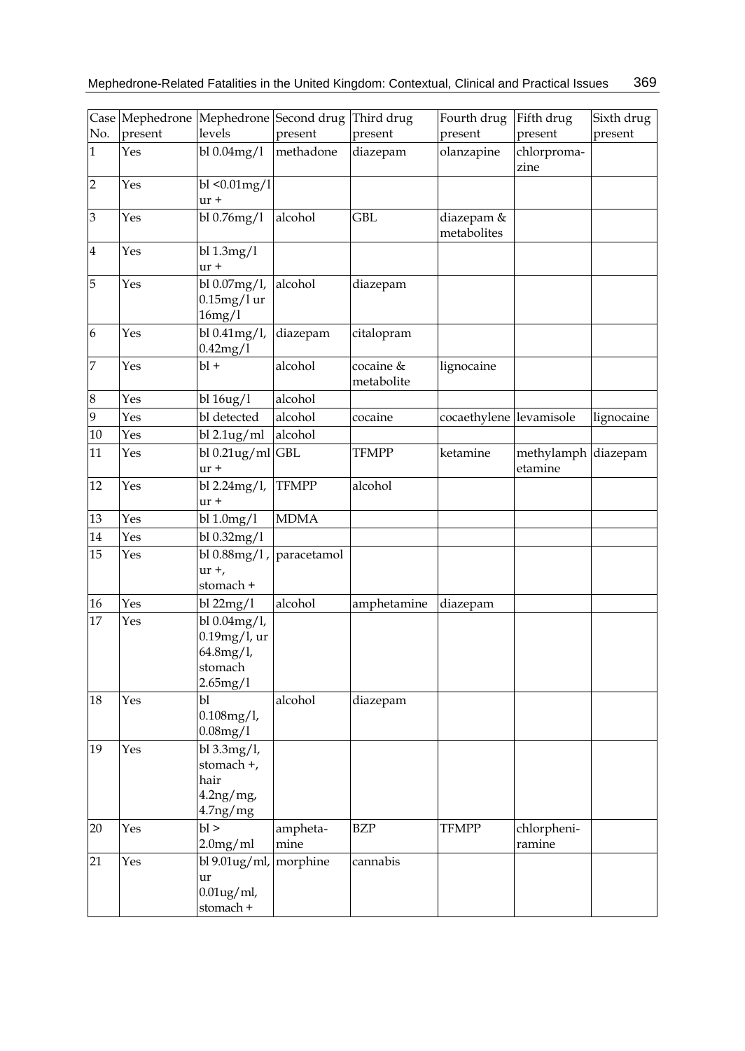| Case No. | Mephedrone present | Mephedrone levels | Second drug present | Third drug present | Fourth drug present | Fifth drug present | Sixth drug present |
|---|---|---|---|---|---|---|---|
| 1 | Yes | bl 0.04mg/l | methadone | diazepam | olanzapine | chlorpromazine | |
| 2 | Yes | bl <0.01mg/l ur + | | | | | |
| 3 | Yes | bl 0.76mg/l | alcohol | GBL | diazepam & metabolites | | |
| 4 | Yes | bl 1.3mg/l ur + | | | | | |
| 5 | Yes | bl 0.07mg/l, 0.15mg/l ur 16mg/l | alcohol | diazepam | | | |
| 6 | Yes | bl 0.41mg/l, 0.42mg/l | diazepam | citalopram | | | |
| 7 | Yes | bl + | alcohol | cocaine & metabolite | lignocaine | | |
| 8 | Yes | bl 16ug/l | alcohol | | | | |
| 9 | Yes | bl detected | alcohol | cocaine | cocaethylene | levamisole | lignocaine |
| 10 | Yes | bl 2.1ug/ml | alcohol | | | | |
| 11 | Yes | bl 0.21ug/ml ur + | GBL | TFMPP | ketamine | methylamphetamine | diazepam |
| 12 | Yes | bl 2.24mg/l, ur + | TFMPP | alcohol | | | |
| 13 | Yes | bl 1.0mg/l | MDMA | | | | |
| 14 | Yes | bl 0.32mg/l | | | | | |
| 15 | Yes | bl 0.88mg/l , ur +, stomach + | paracetamol | | | | |
| 16 | Yes | bl 22mg/l | alcohol | amphetamine | diazepam | | |
| 17 | Yes | bl 0.04mg/l, 0.19mg/l, ur 64.8mg/l, stomach 2.65mg/l | | | | | |
| 18 | Yes | bl 0.108mg/l, 0.08mg/l | alcohol | diazepam | | | |
| 19 | Yes | bl 3.3mg/l, stomach +, hair 4.2ng/mg, 4.7ng/mg | | | | | |
| 20 | Yes | bl > 2.0mg/ml | amphetamine | BZP | TFMPP | chlorpheniramine | |
| 21 | Yes | bl 9.01ug/ml, ur 0.01ug/ml, stomach + | morphine | cannabis | | | |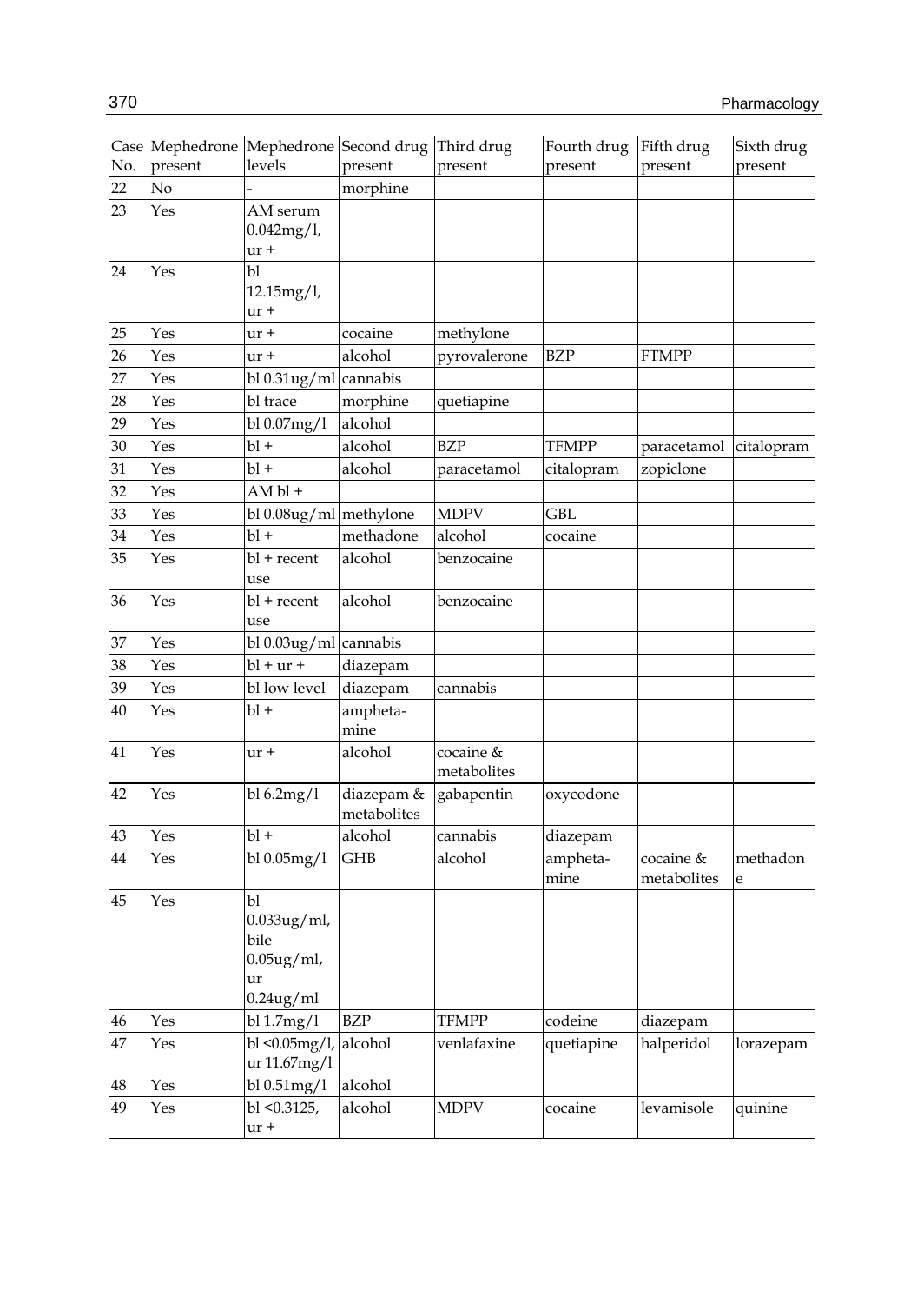| Case No. | Mephedrone present | Mephedrone levels | Second drug present | Third drug present | Fourth drug present | Fifth drug present | Sixth drug present |
|---|---|---|---|---|---|---|---|
| 22 | No | - | morphine | | | | |
| 23 | Yes | AM serum 0.042mg/l, ur + | | | | | |
| 24 | Yes | bl 12.15mg/l, ur + | | | | | |
| 25 | Yes | ur + | cocaine | methylone | | | |
| 26 | Yes | ur + | alcohol | pyrovalerone | BZP | FTMPP | |
| 27 | Yes | bl 0.31ug/ml | cannabis | | | | |
| 28 | Yes | bl trace | morphine | quetiapine | | | |
| 29 | Yes | bl 0.07mg/l | alcohol | | | | |
| 30 | Yes | bl + | alcohol | BZP | TFMPP | paracetamol | citalopram |
| 31 | Yes | bl + | alcohol | paracetamol | citalopram | zopiclone | |
| 32 | Yes | AM bl + | | | | | |
| 33 | Yes | bl 0.08ug/ml | methylone | MDPV | GBL | | |
| 34 | Yes | bl + | methadone | alcohol | cocaine | | |
| 35 | Yes | bl + recent use | alcohol | benzocaine | | | |
| 36 | Yes | bl + recent use | alcohol | benzocaine | | | |
| 37 | Yes | bl 0.03ug/ml | cannabis | | | | |
| 38 | Yes | bl + ur + | diazepam | | | | |
| 39 | Yes | bl low level | diazepam | cannabis | | | |
| 40 | Yes | bl + | amphetamine | | | | |
| 41 | Yes | ur + | alcohol | cocaine & metabolites | | | |
| 42 | Yes | bl 6.2mg/l | diazepam & metabolites | gabapentin | oxycodone | | |
| 43 | Yes | bl + | alcohol | cannabis | diazepam | | |
| 44 | Yes | bl 0.05mg/l | GHB | alcohol | amphetamine | cocaine & metabolites | methadone |
| 45 | Yes | bl 0.033ug/ml, bile 0.05ug/ml, ur 0.24ug/ml | | | | | |
| 46 | Yes | bl 1.7mg/l | BZP | TFMPP | codeine | diazepam | |
| 47 | Yes | bl <0.05mg/l, ur 11.67mg/l | alcohol | venlafaxine | quetiapine | halperidol | lorazepam |
| 48 | Yes | bl 0.51mg/l | alcohol | | | | |
| 49 | Yes | bl <0.3125, ur + | alcohol | MDPV | cocaine | levamisole | quinine |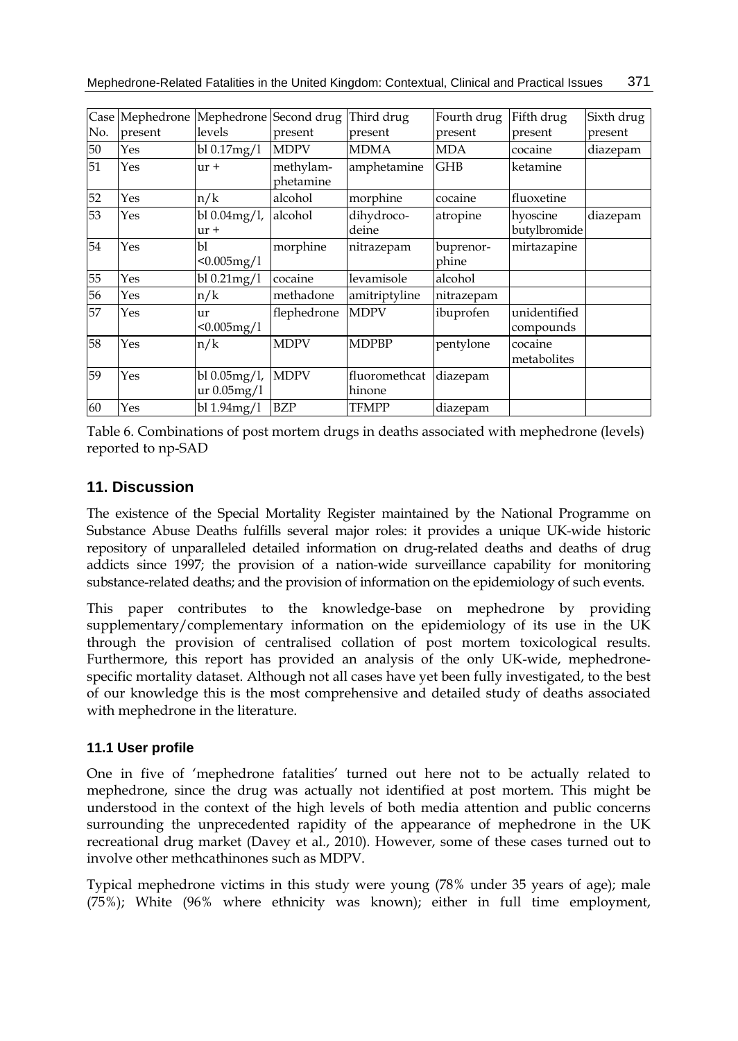| Case No. | Mephedrone present | Mephedrone levels | Second drug present | Third drug present | Fourth drug present | Fifth drug present | Sixth drug present |
|---|---|---|---|---|---|---|---|
| 50 | Yes | bl 0.17mg/l | MDPV | MDMA | MDA | cocaine | diazepam |
| 51 | Yes | ur + | methylam-phetamine | amphetamine | GHB | ketamine | |
| 52 | Yes | n/k | alcohol | morphine | cocaine | fluoxetine | |
| 53 | Yes | bl 0.04mg/l, ur + | alcohol | dihydroco-deine | atropine | hyoscine butylbromide | diazepam |
| 54 | Yes | bl <0.005mg/l | morphine | nitrazepam | buprenor-phine | mirtazapine | |
| 55 | Yes | bl 0.21mg/l | cocaine | levamisole | alcohol | | |
| 56 | Yes | n/k | methadone | amitriptyline | nitrazepam | | |
| 57 | Yes | ur <0.005mg/l | flephedrone | MDPV | ibuprofen | unidentified compounds | |
| 58 | Yes | n/k | MDPV | MDPBP | pentylone | cocaine metabolites | |
| 59 | Yes | bl 0.05mg/l, ur 0.05mg/l | MDPV | fluoromethcat hinone | diazepam | | |
| 60 | Yes | bl 1.94mg/l | BZP | TFMPP | diazepam | | |

Table 6. Combinations of post mortem drugs in deaths associated with mephedrone (levels) reported to np-SAD

## 11. Discussion

The existence of the Special Mortality Register maintained by the National Programme on Substance Abuse Deaths fulfills several major roles: it provides a unique UK-wide historic repository of unparalleled detailed information on drug-related deaths and deaths of drug addicts since 1997; the provision of a nation-wide surveillance capability for monitoring substance-related deaths; and the provision of information on the epidemiology of such events.

This paper contributes to the knowledge-base on mephedrone by providing supplementary/complementary information on the epidemiology of its use in the UK through the provision of centralised collation of post mortem toxicological results. Furthermore, this report has provided an analysis of the only UK-wide, mephedrone-specific mortality dataset. Although not all cases have yet been fully investigated, to the best of our knowledge this is the most comprehensive and detailed study of deaths associated with mephedrone in the literature.

### 11.1 User profile

One in five of 'mephedrone fatalities' turned out here not to be actually related to mephedrone, since the drug was actually not identified at post mortem. This might be understood in the context of the high levels of both media attention and public concerns surrounding the unprecedented rapidity of the appearance of mephedrone in the UK recreational drug market (Davey et al., 2010). However, some of these cases turned out to involve other methcathinones such as MDPV.

Typical mephedrone victims in this study were young (78% under 35 years of age); male (75%); White (96% where ethnicity was known); either in full time employment,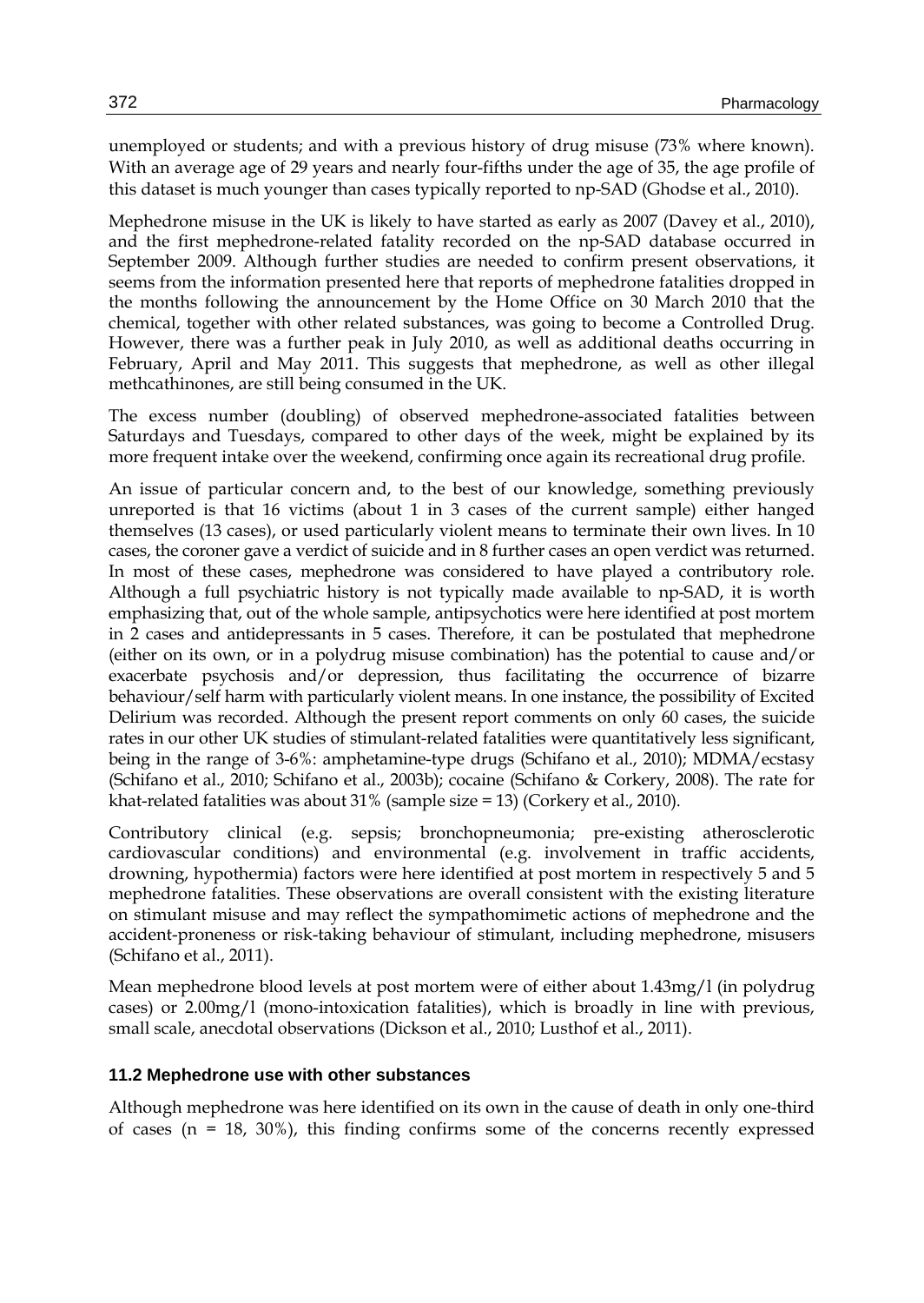unemployed or students; and with a previous history of drug misuse (73% where known). With an average age of 29 years and nearly four-fifths under the age of 35, the age profile of this dataset is much younger than cases typically reported to np-SAD (Ghodse et al., 2010).

Mephedrone misuse in the UK is likely to have started as early as 2007 (Davey et al., 2010), and the first mephedrone-related fatality recorded on the np-SAD database occurred in September 2009. Although further studies are needed to confirm present observations, it seems from the information presented here that reports of mephedrone fatalities dropped in the months following the announcement by the Home Office on 30 March 2010 that the chemical, together with other related substances, was going to become a Controlled Drug. However, there was a further peak in July 2010, as well as additional deaths occurring in February, April and May 2011. This suggests that mephedrone, as well as other illegal methcathinones, are still being consumed in the UK.

The excess number (doubling) of observed mephedrone-associated fatalities between Saturdays and Tuesdays, compared to other days of the week, might be explained by its more frequent intake over the weekend, confirming once again its recreational drug profile.

An issue of particular concern and, to the best of our knowledge, something previously unreported is that 16 victims (about 1 in 3 cases of the current sample) either hanged themselves (13 cases), or used particularly violent means to terminate their own lives. In 10 cases, the coroner gave a verdict of suicide and in 8 further cases an open verdict was returned. In most of these cases, mephedrone was considered to have played a contributory role. Although a full psychiatric history is not typically made available to np-SAD, it is worth emphasizing that, out of the whole sample, antipsychotics were here identified at post mortem in 2 cases and antidepressants in 5 cases. Therefore, it can be postulated that mephedrone (either on its own, or in a polydrug misuse combination) has the potential to cause and/or exacerbate psychosis and/or depression, thus facilitating the occurrence of bizarre behaviour/self harm with particularly violent means. In one instance, the possibility of Excited Delirium was recorded. Although the present report comments on only 60 cases, the suicide rates in our other UK studies of stimulant-related fatalities were quantitatively less significant, being in the range of 3-6%: amphetamine-type drugs (Schifano et al., 2010); MDMA/ecstasy (Schifano et al., 2010; Schifano et al., 2003b); cocaine (Schifano & Corkery, 2008). The rate for khat-related fatalities was about 31% (sample size = 13) (Corkery et al., 2010).

Contributory clinical (e.g. sepsis; bronchopneumonia; pre-existing atherosclerotic cardiovascular conditions) and environmental (e.g. involvement in traffic accidents, drowning, hypothermia) factors were here identified at post mortem in respectively 5 and 5 mephedrone fatalities. These observations are overall consistent with the existing literature on stimulant misuse and may reflect the sympathomimetic actions of mephedrone and the accident-proneness or risk-taking behaviour of stimulant, including mephedrone, misusers (Schifano et al., 2011).

Mean mephedrone blood levels at post mortem were of either about 1.43mg/l (in polydrug cases) or 2.00mg/l (mono-intoxication fatalities), which is broadly in line with previous, small scale, anecdotal observations (Dickson et al., 2010; Lusthof et al., 2011).

### 11.2 Mephedrone use with other substances

Although mephedrone was here identified on its own in the cause of death in only one-third of cases (n = 18, 30%), this finding confirms some of the concerns recently expressed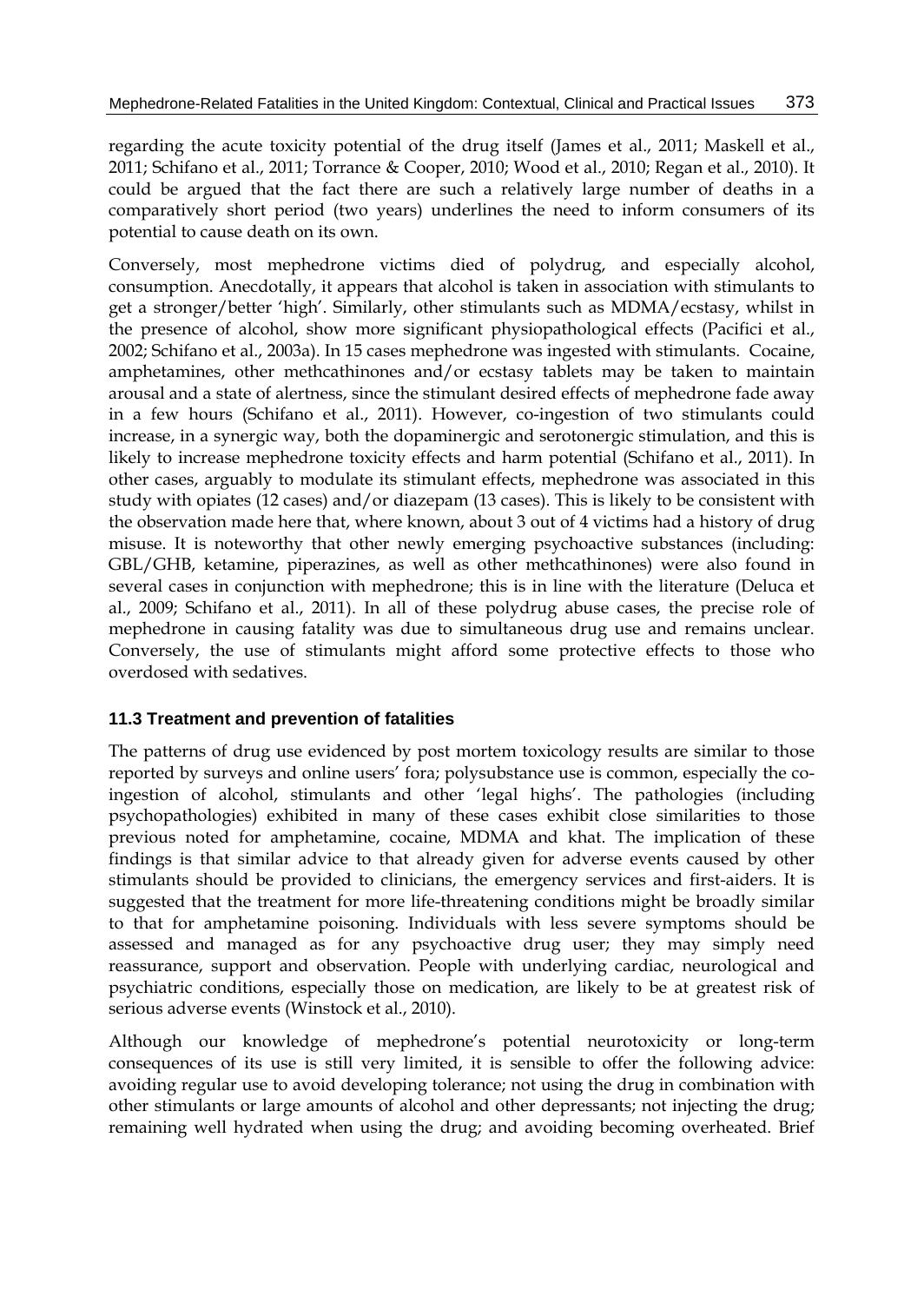regarding the acute toxicity potential of the drug itself (James et al., 2011; Maskell et al., 2011; Schifano et al., 2011; Torrance & Cooper, 2010; Wood et al., 2010; Regan et al., 2010). It could be argued that the fact there are such a relatively large number of deaths in a comparatively short period (two years) underlines the need to inform consumers of its potential to cause death on its own.

Conversely, most mephedrone victims died of polydrug, and especially alcohol, consumption. Anecdotally, it appears that alcohol is taken in association with stimulants to get a stronger/better 'high'. Similarly, other stimulants such as MDMA/ecstasy, whilst in the presence of alcohol, show more significant physiopathological effects (Pacifici et al., 2002; Schifano et al., 2003a). In 15 cases mephedrone was ingested with stimulants. Cocaine, amphetamines, other methcathinones and/or ecstasy tablets may be taken to maintain arousal and a state of alertness, since the stimulant desired effects of mephedrone fade away in a few hours (Schifano et al., 2011). However, co-ingestion of two stimulants could increase, in a synergic way, both the dopaminergic and serotonergic stimulation, and this is likely to increase mephedrone toxicity effects and harm potential (Schifano et al., 2011). In other cases, arguably to modulate its stimulant effects, mephedrone was associated in this study with opiates (12 cases) and/or diazepam (13 cases). This is likely to be consistent with the observation made here that, where known, about 3 out of 4 victims had a history of drug misuse. It is noteworthy that other newly emerging psychoactive substances (including: GBL/GHB, ketamine, piperazines, as well as other methcathinones) were also found in several cases in conjunction with mephedrone; this is in line with the literature (Deluca et al., 2009; Schifano et al., 2011). In all of these polydrug abuse cases, the precise role of mephedrone in causing fatality was due to simultaneous drug use and remains unclear. Conversely, the use of stimulants might afford some protective effects to those who overdosed with sedatives.

### 11.3 Treatment and prevention of fatalities

The patterns of drug use evidenced by post mortem toxicology results are similar to those reported by surveys and online users' fora; polysubstance use is common, especially the co-ingestion of alcohol, stimulants and other 'legal highs'. The pathologies (including psychopathologies) exhibited in many of these cases exhibit close similarities to those previous noted for amphetamine, cocaine, MDMA and khat. The implication of these findings is that similar advice to that already given for adverse events caused by other stimulants should be provided to clinicians, the emergency services and first-aiders. It is suggested that the treatment for more life-threatening conditions might be broadly similar to that for amphetamine poisoning. Individuals with less severe symptoms should be assessed and managed as for any psychoactive drug user; they may simply need reassurance, support and observation. People with underlying cardiac, neurological and psychiatric conditions, especially those on medication, are likely to be at greatest risk of serious adverse events (Winstock et al., 2010).

Although our knowledge of mephedrone's potential neurotoxicity or long-term consequences of its use is still very limited, it is sensible to offer the following advice: avoiding regular use to avoid developing tolerance; not using the drug in combination with other stimulants or large amounts of alcohol and other depressants; not injecting the drug; remaining well hydrated when using the drug; and avoiding becoming overheated. Brief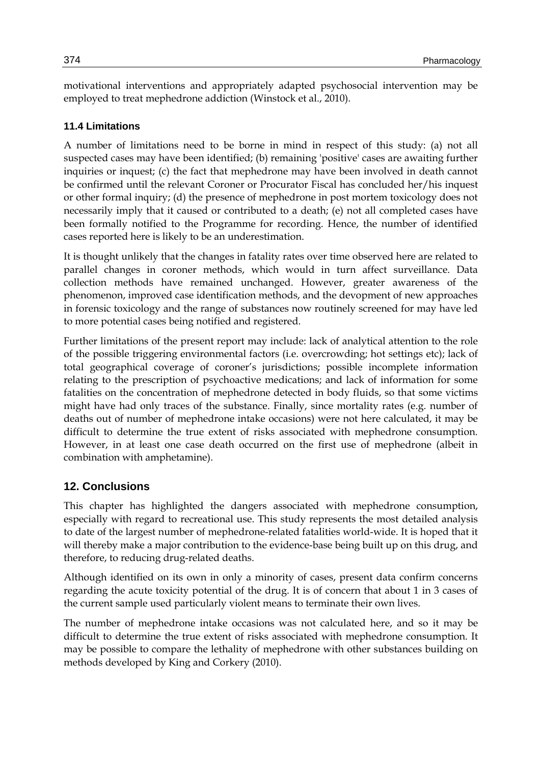motivational interventions and appropriately adapted psychosocial intervention may be employed to treat mephedrone addiction (Winstock et al., 2010).

### 11.4 Limitations

A number of limitations need to be borne in mind in respect of this study: (a) not all suspected cases may have been identified; (b) remaining 'positive' cases are awaiting further inquiries or inquest; (c) the fact that mephedrone may have been involved in death cannot be confirmed until the relevant Coroner or Procurator Fiscal has concluded her/his inquest or other formal inquiry; (d) the presence of mephedrone in post mortem toxicology does not necessarily imply that it caused or contributed to a death; (e) not all completed cases have been formally notified to the Programme for recording. Hence, the number of identified cases reported here is likely to be an underestimation.

It is thought unlikely that the changes in fatality rates over time observed here are related to parallel changes in coroner methods, which would in turn affect surveillance. Data collection methods have remained unchanged. However, greater awareness of the phenomenon, improved case identification methods, and the devopment of new approaches in forensic toxicology and the range of substances now routinely screened for may have led to more potential cases being notified and registered.

Further limitations of the present report may include: lack of analytical attention to the role of the possible triggering environmental factors (i.e. overcrowding; hot settings etc); lack of total geographical coverage of coroner's jurisdictions; possible incomplete information relating to the prescription of psychoactive medications; and lack of information for some fatalities on the concentration of mephedrone detected in body fluids, so that some victims might have had only traces of the substance. Finally, since mortality rates (e.g. number of deaths out of number of mephedrone intake occasions) were not here calculated, it may be difficult to determine the true extent of risks associated with mephedrone consumption. However, in at least one case death occurred on the first use of mephedrone (albeit in combination with amphetamine).

## 12. Conclusions

This chapter has highlighted the dangers associated with mephedrone consumption, especially with regard to recreational use. This study represents the most detailed analysis to date of the largest number of mephedrone-related fatalities world-wide. It is hoped that it will thereby make a major contribution to the evidence-base being built up on this drug, and therefore, to reducing drug-related deaths.

Although identified on its own in only a minority of cases, present data confirm concerns regarding the acute toxicity potential of the drug. It is of concern that about 1 in 3 cases of the current sample used particularly violent means to terminate their own lives.

The number of mephedrone intake occasions was not calculated here, and so it may be difficult to determine the true extent of risks associated with mephedrone consumption. It may be possible to compare the lethality of mephedrone with other substances building on methods developed by King and Corkery (2010).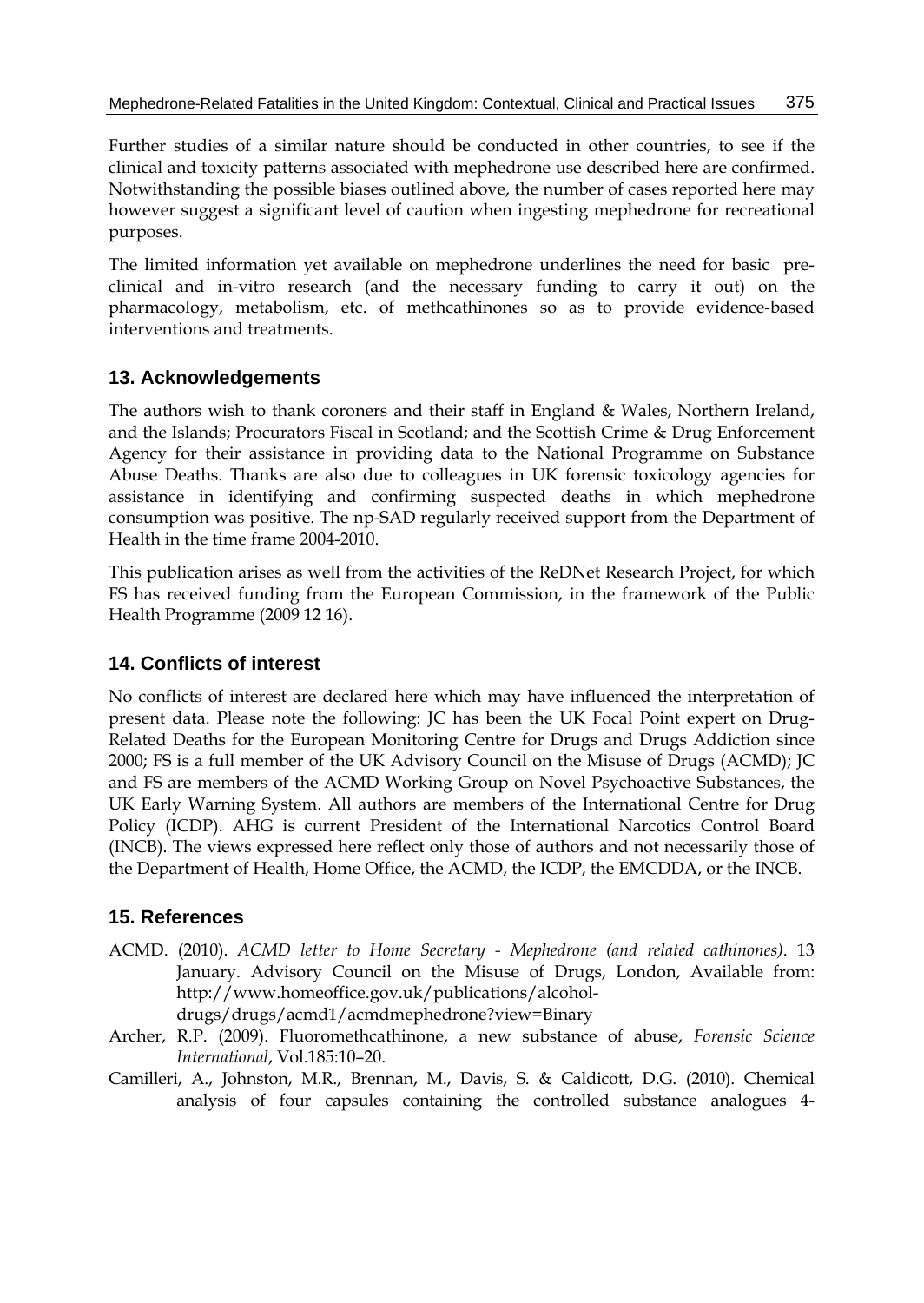Further studies of a similar nature should be conducted in other countries, to see if the clinical and toxicity patterns associated with mephedrone use described here are confirmed. Notwithstanding the possible biases outlined above, the number of cases reported here may however suggest a significant level of caution when ingesting mephedrone for recreational purposes.

The limited information yet available on mephedrone underlines the need for basic pre-clinical and in-vitro research (and the necessary funding to carry it out) on the pharmacology, metabolism, etc. of methcathinones so as to provide evidence-based interventions and treatments.

## 13. Acknowledgements

The authors wish to thank coroners and their staff in England & Wales, Northern Ireland, and the Islands; Procurators Fiscal in Scotland; and the Scottish Crime & Drug Enforcement Agency for their assistance in providing data to the National Programme on Substance Abuse Deaths. Thanks are also due to colleagues in UK forensic toxicology agencies for assistance in identifying and confirming suspected deaths in which mephedrone consumption was positive. The np-SAD regularly received support from the Department of Health in the time frame 2004-2010.

This publication arises as well from the activities of the ReDNet Research Project, for which FS has received funding from the European Commission, in the framework of the Public Health Programme (2009 12 16).

## 14. Conflicts of interest

No conflicts of interest are declared here which may have influenced the interpretation of present data. Please note the following: JC has been the UK Focal Point expert on Drug-Related Deaths for the European Monitoring Centre for Drugs and Drugs Addiction since 2000; FS is a full member of the UK Advisory Council on the Misuse of Drugs (ACMD); JC and FS are members of the ACMD Working Group on Novel Psychoactive Substances, the UK Early Warning System. All authors are members of the International Centre for Drug Policy (ICDP). AHG is current President of the International Narcotics Control Board (INCB). The views expressed here reflect only those of authors and not necessarily those of the Department of Health, Home Office, the ACMD, the ICDP, the EMCDDA, or the INCB.

## 15. References

ACMD. (2010). *ACMD letter to Home Secretary - Mephedrone (and related cathinones)*. 13 January. Advisory Council on the Misuse of Drugs, London, Available from: http://www.homeoffice.gov.uk/publications/alcohol-drugs/drugs/acmd1/acmdmephedrone?view=Binary

Archer, R.P. (2009). Fluoromethcathinone, a new substance of abuse, *Forensic Science International*, Vol.185:10–20.

Camilleri, A., Johnston, M.R., Brennan, M., Davis, S. & Caldicott, D.G. (2010). Chemical analysis of four capsules containing the controlled substance analogues 4-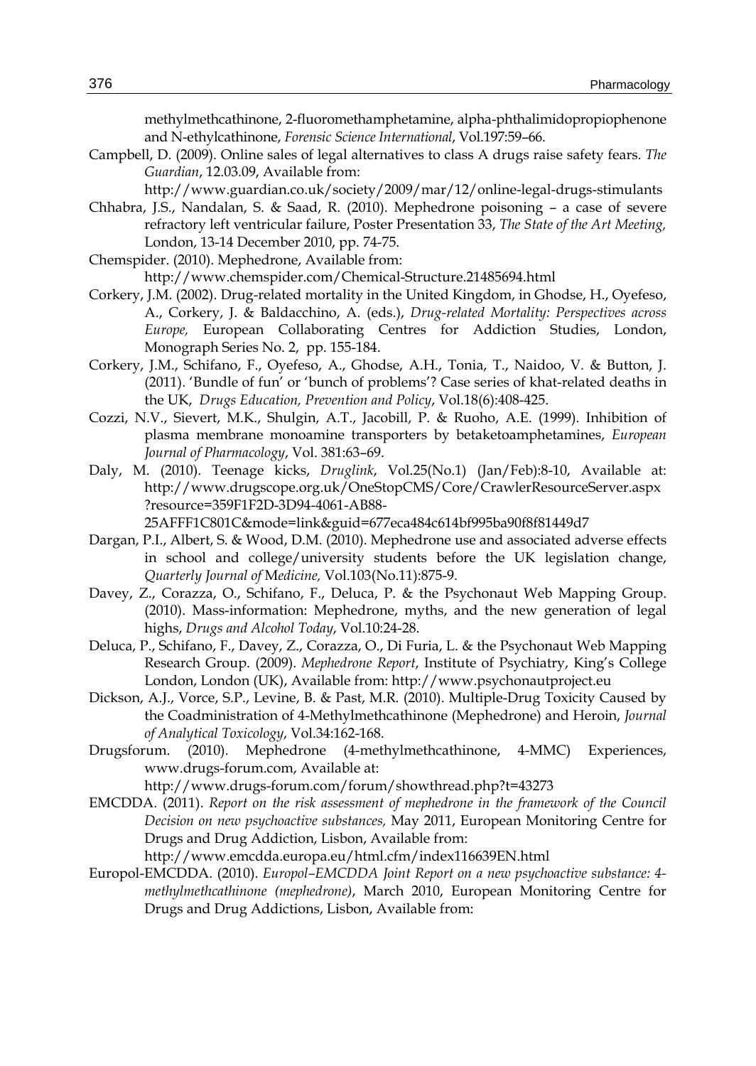methylmethcathinone, 2-fluoromethamphetamine, alpha-phthalimidopropiophenone and N-ethylcathinone, *Forensic Science International*, Vol.197:59–66.

Campbell, D. (2009). Online sales of legal alternatives to class A drugs raise safety fears. *The Guardian*, 12.03.09, Available from: http://www.guardian.co.uk/society/2009/mar/12/online-legal-drugs-stimulants

Chhabra, J.S., Nandalan, S. & Saad, R. (2010). Mephedrone poisoning – a case of severe refractory left ventricular failure, Poster Presentation 33, *The State of the Art Meeting,* London, 13-14 December 2010, pp. 74-75.

Chemspider. (2010). Mephedrone, Available from: http://www.chemspider.com/Chemical-Structure.21485694.html

Corkery, J.M. (2002). Drug-related mortality in the United Kingdom, in Ghodse, H., Oyefeso, A., Corkery, J. & Baldacchino, A. (eds.), *Drug-related Mortality: Perspectives across Europe,* European Collaborating Centres for Addiction Studies, London, Monograph Series No. 2, pp. 155-184.

Corkery, J.M., Schifano, F., Oyefeso, A., Ghodse, A.H., Tonia, T., Naidoo, V. & Button, J. (2011). 'Bundle of fun' or 'bunch of problems'? Case series of khat-related deaths in the UK, *Drugs Education, Prevention and Policy*, Vol.18(6):408-425.

Cozzi, N.V., Sievert, M.K., Shulgin, A.T., Jacobill, P. & Ruoho, A.E. (1999). Inhibition of plasma membrane monoamine transporters by betaketoamphetamines, *European Journal of Pharmacology*, Vol. 381:63–69.

Daly, M. (2010). Teenage kicks, *Druglink*, Vol.25(No.1) (Jan/Feb):8-10, Available at: http://www.drugscope.org.uk/OneStopCMS/Core/CrawlerResourceServer.aspx?resource=359F1F2D-3D94-4061-AB88-25AFFF1C801C&mode=link&guid=677eca484c614bf995ba90f8f81449d7

Dargan, P.I., Albert, S. & Wood, D.M. (2010). Mephedrone use and associated adverse effects in school and college/university students before the UK legislation change, *Quarterly Journal of Medicine,* Vol.103(No.11):875-9.

Davey, Z., Corazza, O., Schifano, F., Deluca, P. & the Psychonaut Web Mapping Group. (2010). Mass-information: Mephedrone, myths, and the new generation of legal highs, *Drugs and Alcohol Today*, Vol.10:24-28.

Deluca, P., Schifano, F., Davey, Z., Corazza, O., Di Furia, L. & the Psychonaut Web Mapping Research Group. (2009). *Mephedrone Report*, Institute of Psychiatry, King's College London, London (UK), Available from: http://www.psychonautproject.eu

Dickson, A.J., Vorce, S.P., Levine, B. & Past, M.R. (2010). Multiple-Drug Toxicity Caused by the Coadministration of 4-Methylmethcathinone (Mephedrone) and Heroin, *Journal of Analytical Toxicology*, Vol.34:162-168.

Drugsforum. (2010). Mephedrone (4-methylmethcathinone, 4-MMC) Experiences, www.drugs-forum.com, Available at: http://www.drugs-forum.com/forum/showthread.php?t=43273

EMCDDA. (2011). *Report on the risk assessment of mephedrone in the framework of the Council Decision on new psychoactive substances,* May 2011, European Monitoring Centre for Drugs and Drug Addiction, Lisbon, Available from: http://www.emcdda.europa.eu/html.cfm/index116639EN.html

Europol-EMCDDA. (2010). *Europol–EMCDDA Joint Report on a new psychoactive substance: 4-methylmethcathinone (mephedrone)*, March 2010, European Monitoring Centre for Drugs and Drug Addictions, Lisbon, Available from: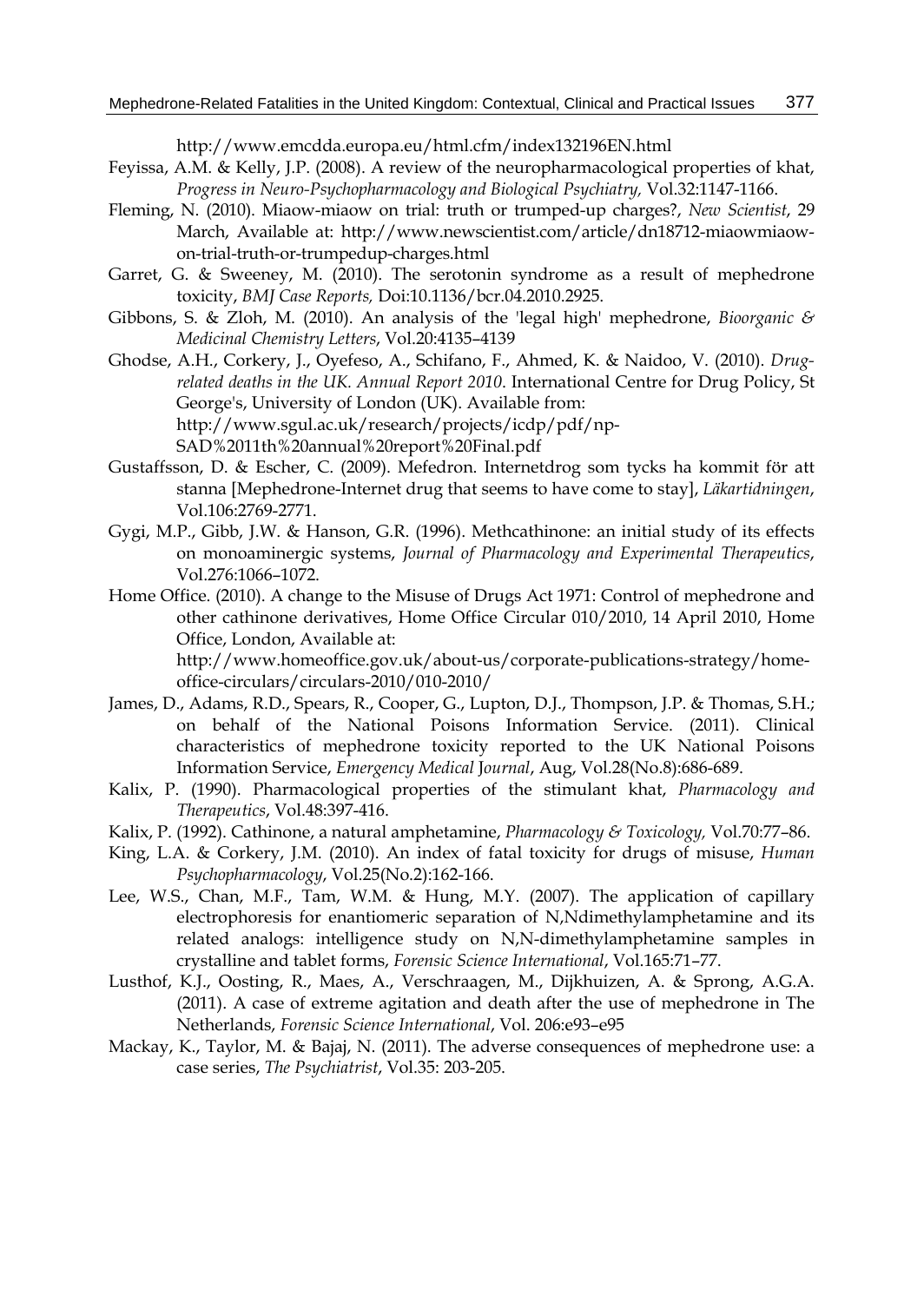http://www.emcdda.europa.eu/html.cfm/index132196EN.html

Feyissa, A.M. & Kelly, J.P. (2008). A review of the neuropharmacological properties of khat, *Progress in Neuro-Psychopharmacology and Biological Psychiatry,* Vol.32:1147-1166.

Fleming, N. (2010). Miaow-miaow on trial: truth or trumped-up charges?, *New Scientist*, 29 March, Available at: http://www.newscientist.com/article/dn18712-miaowmiaow-on-trial-truth-or-trumpedup-charges.html

Garret, G. & Sweeney, M. (2010). The serotonin syndrome as a result of mephedrone toxicity, *BMJ Case Reports,* Doi:10.1136/bcr.04.2010.2925.

Gibbons, S. & Zloh, M. (2010). An analysis of the 'legal high' mephedrone, *Bioorganic & Medicinal Chemistry Letters*, Vol.20:4135–4139

Ghodse, A.H., Corkery, J., Oyefeso, A., Schifano, F., Ahmed, K. & Naidoo, V. (2010). *Drug-related deaths in the UK. Annual Report 2010*. International Centre for Drug Policy, St George's, University of London (UK). Available from: http://www.sgul.ac.uk/research/projects/icdp/pdf/np-SAD%2011th%20annual%20report%20Final.pdf

Gustaffsson, D. & Escher, C. (2009). Mefedron. Internetdrog som tycks ha kommit för att stanna [Mephedrone-Internet drug that seems to have come to stay], *Läkartidningen*, Vol.106:2769-2771.

Gygi, M.P., Gibb, J.W. & Hanson, G.R. (1996). Methcathinone: an initial study of its effects on monoaminergic systems, *Journal of Pharmacology and Experimental Therapeutics*, Vol.276:1066–1072.

Home Office. (2010). A change to the Misuse of Drugs Act 1971: Control of mephedrone and other cathinone derivatives, Home Office Circular 010/2010, 14 April 2010, Home Office, London, Available at: http://www.homeoffice.gov.uk/about-us/corporate-publications-strategy/home-office-circulars/circulars-2010/010-2010/

James, D., Adams, R.D., Spears, R., Cooper, G., Lupton, D.J., Thompson, J.P. & Thomas, S.H.; on behalf of the National Poisons Information Service. (2011). Clinical characteristics of mephedrone toxicity reported to the UK National Poisons Information Service, *Emergency Medical Journal*, Aug, Vol.28(No.8):686-689.

Kalix, P. (1990). Pharmacological properties of the stimulant khat, *Pharmacology and Therapeutics*, Vol.48:397-416.

Kalix, P. (1992). Cathinone, a natural amphetamine, *Pharmacology & Toxicology,* Vol.70:77–86.

King, L.A. & Corkery, J.M. (2010). An index of fatal toxicity for drugs of misuse, *Human Psychopharmacology*, Vol.25(No.2):162-166.

Lee, W.S., Chan, M.F., Tam, W.M. & Hung, M.Y. (2007). The application of capillary electrophoresis for enantiomeric separation of N,Ndimethylamphetamine and its related analogs: intelligence study on N,N-dimethylamphetamine samples in crystalline and tablet forms, *Forensic Science International*, Vol.165:71–77.

Lusthof, K.J., Oosting, R., Maes, A., Verschraagen, M., Dijkhuizen, A. & Sprong, A.G.A. (2011). A case of extreme agitation and death after the use of mephedrone in The Netherlands, *Forensic Science International*, Vol. 206:e93–e95

Mackay, K., Taylor, M. & Bajaj, N. (2011). The adverse consequences of mephedrone use: a case series, *The Psychiatrist*, Vol.35: 203-205.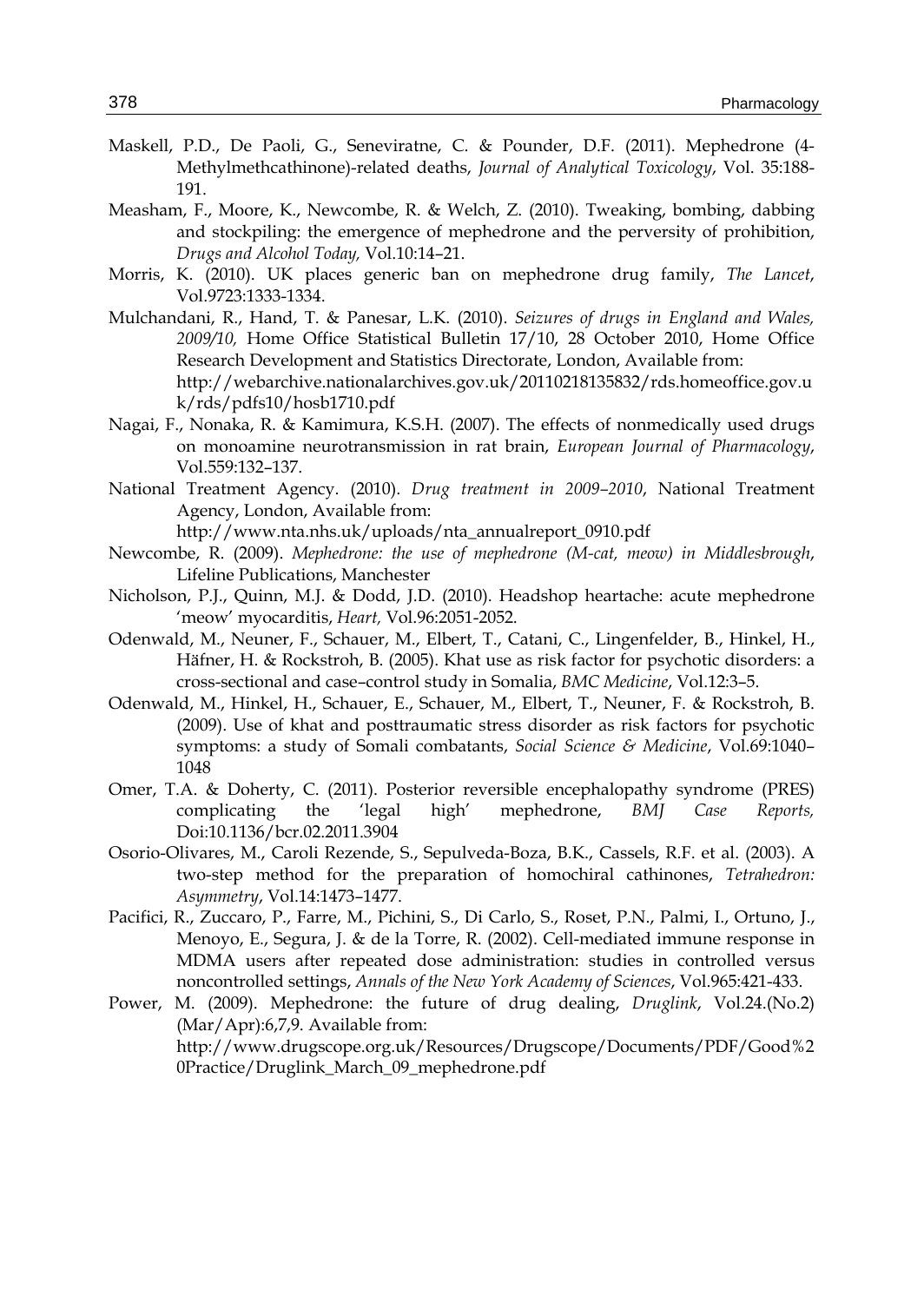Maskell, P.D., De Paoli, G., Seneviratne, C. & Pounder, D.F. (2011). Mephedrone (4-Methylmethcathinone)-related deaths, *Journal of Analytical Toxicology*, Vol. 35:188-191.

Measham, F., Moore, K., Newcombe, R. & Welch, Z. (2010). Tweaking, bombing, dabbing and stockpiling: the emergence of mephedrone and the perversity of prohibition, *Drugs and Alcohol Today,* Vol.10:14–21.

Morris, K. (2010). UK places generic ban on mephedrone drug family, *The Lancet*, Vol.9723:1333-1334.

Mulchandani, R., Hand, T. & Panesar, L.K. (2010). *Seizures of drugs in England and Wales, 2009/10,* Home Office Statistical Bulletin 17/10, 28 October 2010, Home Office Research Development and Statistics Directorate, London, Available from: http://webarchive.nationalarchives.gov.uk/20110218135832/rds.homeoffice.gov.uk/rds/pdfs10/hosb1710.pdf

Nagai, F., Nonaka, R. & Kamimura, K.S.H. (2007). The effects of nonmedically used drugs on monoamine neurotransmission in rat brain, *European Journal of Pharmacology*, Vol.559:132–137.

National Treatment Agency. (2010). *Drug treatment in 2009–2010*, National Treatment Agency, London, Available from: http://www.nta.nhs.uk/uploads/nta_annualreport_0910.pdf

Newcombe, R. (2009). *Mephedrone: the use of mephedrone (M-cat, meow) in Middlesbrough*, Lifeline Publications, Manchester

Nicholson, P.J., Quinn, M.J. & Dodd, J.D. (2010). Headshop heartache: acute mephedrone 'meow' myocarditis, *Heart,* Vol.96:2051-2052.

Odenwald, M., Neuner, F., Schauer, M., Elbert, T., Catani, C., Lingenfelder, B., Hinkel, H., Häfner, H. & Rockstroh, B. (2005). Khat use as risk factor for psychotic disorders: a cross-sectional and case–control study in Somalia, *BMC Medicine*, Vol.12:3–5.

Odenwald, M., Hinkel, H., Schauer, E., Schauer, M., Elbert, T., Neuner, F. & Rockstroh, B. (2009). Use of khat and posttraumatic stress disorder as risk factors for psychotic symptoms: a study of Somali combatants, *Social Science & Medicine*, Vol.69:1040–1048

Omer, T.A. & Doherty, C. (2011). Posterior reversible encephalopathy syndrome (PRES) complicating the 'legal high' mephedrone, *BMJ Case Reports,* Doi:10.1136/bcr.02.2011.3904

Osorio-Olivares, M., Caroli Rezende, S., Sepulveda-Boza, B.K., Cassels, R.F. et al. (2003). A two-step method for the preparation of homochiral cathinones, *Tetrahedron: Asymmetry*, Vol.14:1473–1477.

Pacifici, R., Zuccaro, P., Farre, M., Pichini, S., Di Carlo, S., Roset, P.N., Palmi, I., Ortuno, J., Menoyo, E., Segura, J. & de la Torre, R. (2002). Cell-mediated immune response in MDMA users after repeated dose administration: studies in controlled versus noncontrolled settings, *Annals of the New York Academy of Sciences*, Vol.965:421-433.

Power, M. (2009). Mephedrone: the future of drug dealing, *Druglink*, Vol.24.(No.2) (Mar/Apr):6,7,9. Available from: http://www.drugscope.org.uk/Resources/Drugscope/Documents/PDF/Good%20Practice/Druglink_March_09_mephedrone.pdf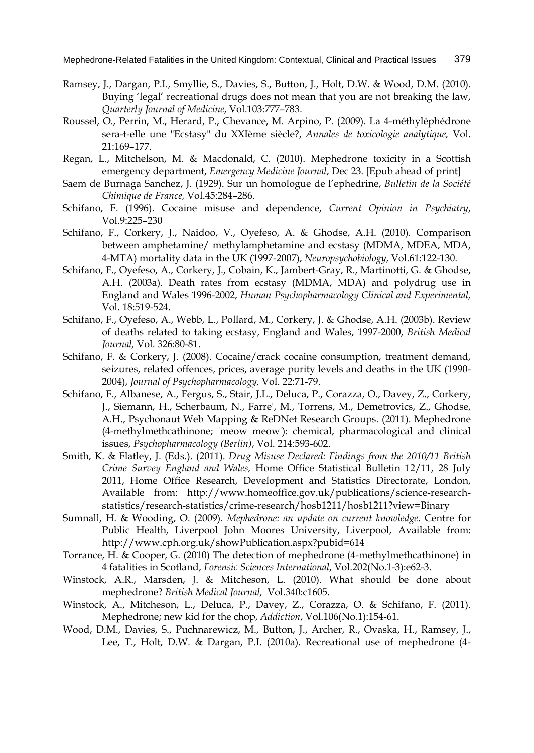Ramsey, J., Dargan, P.I., Smyllie, S., Davies, S., Button, J., Holt, D.W. & Wood, D.M. (2010). Buying 'legal' recreational drugs does not mean that you are not breaking the law, *Quarterly Journal of Medicine*, Vol.103:777–783.

Roussel, O., Perrin, M., Herard, P., Chevance, M. Arpino, P. (2009). La 4-méthyléphédrone sera-t-elle une "Ecstasy" du XXIème siècle?, *Annales de toxicologie analytique,* Vol. 21:169–177.

Regan, L., Mitchelson, M. & Macdonald, C. (2010). Mephedrone toxicity in a Scottish emergency department, *Emergency Medicine Journal*, Dec 23. [Epub ahead of print]

Saem de Burnaga Sanchez, J. (1929). Sur un homologue de l'ephedrine, *Bulletin de la Société Chimique de France,* Vol.45:284–286.

Schifano, F. (1996). Cocaine misuse and dependence, *Current Opinion in Psychiatry*, Vol.9:225–230

Schifano, F., Corkery, J., Naidoo, V., Oyefeso, A. & Ghodse, A.H. (2010). Comparison between amphetamine/ methylamphetamine and ecstasy (MDMA, MDEA, MDA, 4-MTA) mortality data in the UK (1997-2007), *Neuropsychobiology*, Vol.61:122-130.

Schifano, F., Oyefeso, A., Corkery, J., Cobain, K., Jambert-Gray, R., Martinotti, G. & Ghodse, A.H. (2003a). Death rates from ecstasy (MDMA, MDA) and polydrug use in England and Wales 1996-2002, *Human Psychopharmacology Clinical and Experimental,* Vol. 18:519-524.

Schifano, F., Oyefeso, A., Webb, L., Pollard, M., Corkery, J. & Ghodse, A.H. (2003b). Review of deaths related to taking ecstasy, England and Wales, 1997-2000, *British Medical Journal,* Vol. 326:80-81.

Schifano, F. & Corkery, J. (2008). Cocaine/crack cocaine consumption, treatment demand, seizures, related offences, prices, average purity levels and deaths in the UK (1990-2004), *Journal of Psychopharmacology,* Vol. 22:71-79.

Schifano, F., Albanese, A., Fergus, S., Stair, J.L., Deluca, P., Corazza, O., Davey, Z., Corkery, J., Siemann, H., Scherbaum, N., Farre', M., Torrens, M., Demetrovics, Z., Ghodse, A.H., Psychonaut Web Mapping & ReDNet Research Groups. (2011). Mephedrone (4-methylmethcathinone; 'meow meow'): chemical, pharmacological and clinical issues, *Psychopharmacology (Berlin)*, Vol. 214:593-602.

Smith, K. & Flatley, J. (Eds.). (2011). *Drug Misuse Declared: Findings from the 2010/11 British Crime Survey England and Wales,* Home Office Statistical Bulletin 12/11, 28 July 2011, Home Office Research, Development and Statistics Directorate, London, Available from: http://www.homeoffice.gov.uk/publications/science-research-statistics/research-statistics/crime-research/hosb1211/hosb1211?view=Binary

Sumnall, H. & Wooding, O. (2009). *Mephedrone: an update on current knowledge*. Centre for Public Health, Liverpool John Moores University, Liverpool, Available from: http://www.cph.org.uk/showPublication.aspx?pubid=614

Torrance, H. & Cooper, G. (2010) The detection of mephedrone (4-methylmethcathinone) in 4 fatalities in Scotland, *Forensic Sciences International*, Vol.202(No.1-3):e62-3.

Winstock, A.R., Marsden, J. & Mitcheson, L. (2010). What should be done about mephedrone? *British Medical Journal,* Vol.340:c1605.

Winstock, A., Mitcheson, L., Deluca, P., Davey, Z., Corazza, O. & Schifano, F. (2011). Mephedrone; new kid for the chop, *Addiction*, Vol.106(No.1):154-61.

Wood, D.M., Davies, S., Puchnarewicz, M., Button, J., Archer, R., Ovaska, H., Ramsey, J., Lee, T., Holt, D.W. & Dargan, P.I. (2010a). Recreational use of mephedrone (4-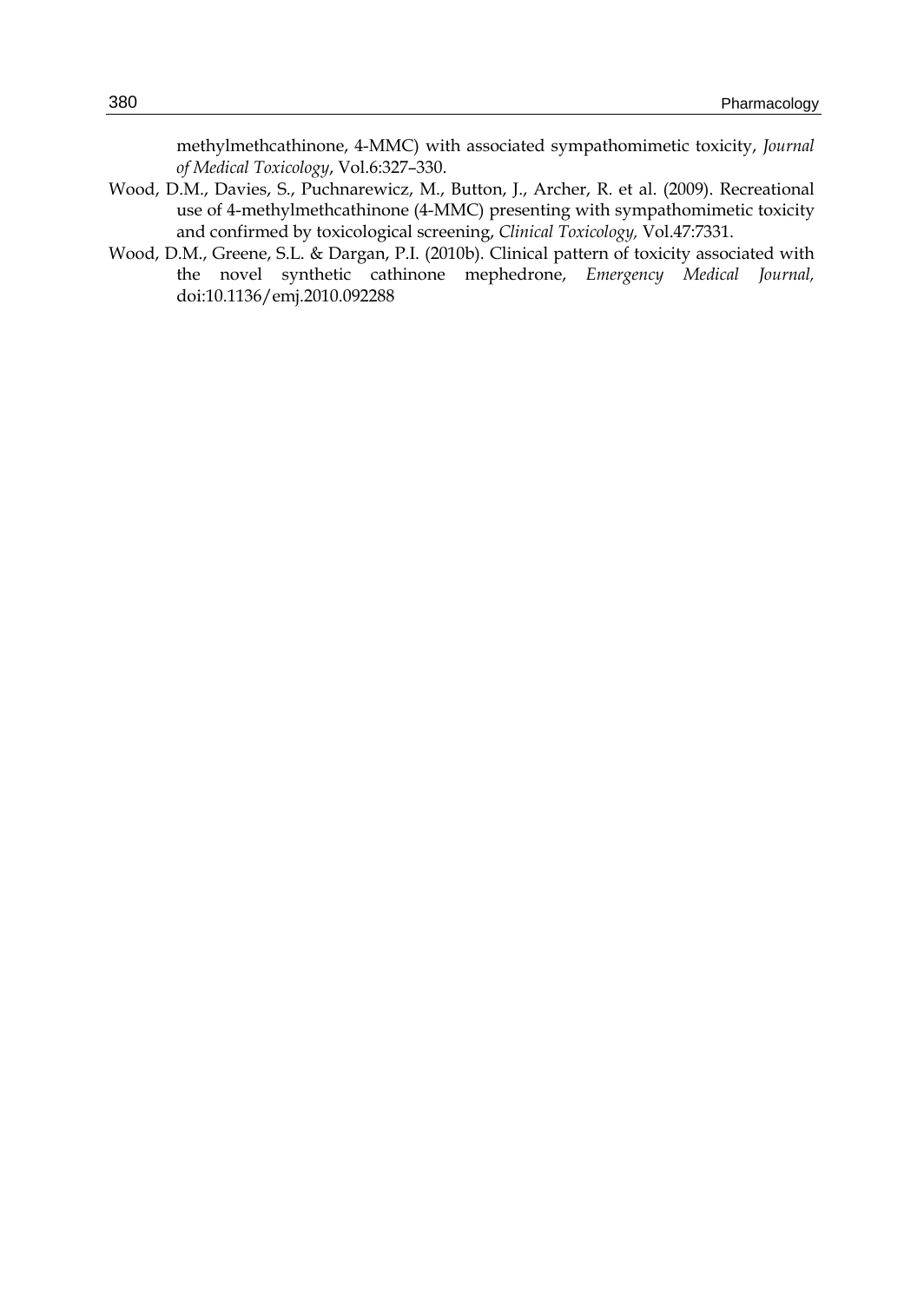methylmethcathinone, 4-MMC) with associated sympathomimetic toxicity, *Journal of Medical Toxicology*, Vol.6:327–330.

Wood, D.M., Davies, S., Puchnarewicz, M., Button, J., Archer, R. et al. (2009). Recreational use of 4-methylmethcathinone (4-MMC) presenting with sympathomimetic toxicity and confirmed by toxicological screening, *Clinical Toxicology*, Vol.47:7331.

Wood, D.M., Greene, S.L. & Dargan, P.I. (2010b). Clinical pattern of toxicity associated with the novel synthetic cathinone mephedrone, *Emergency Medical Journal*, doi:10.1136/emj.2010.092288